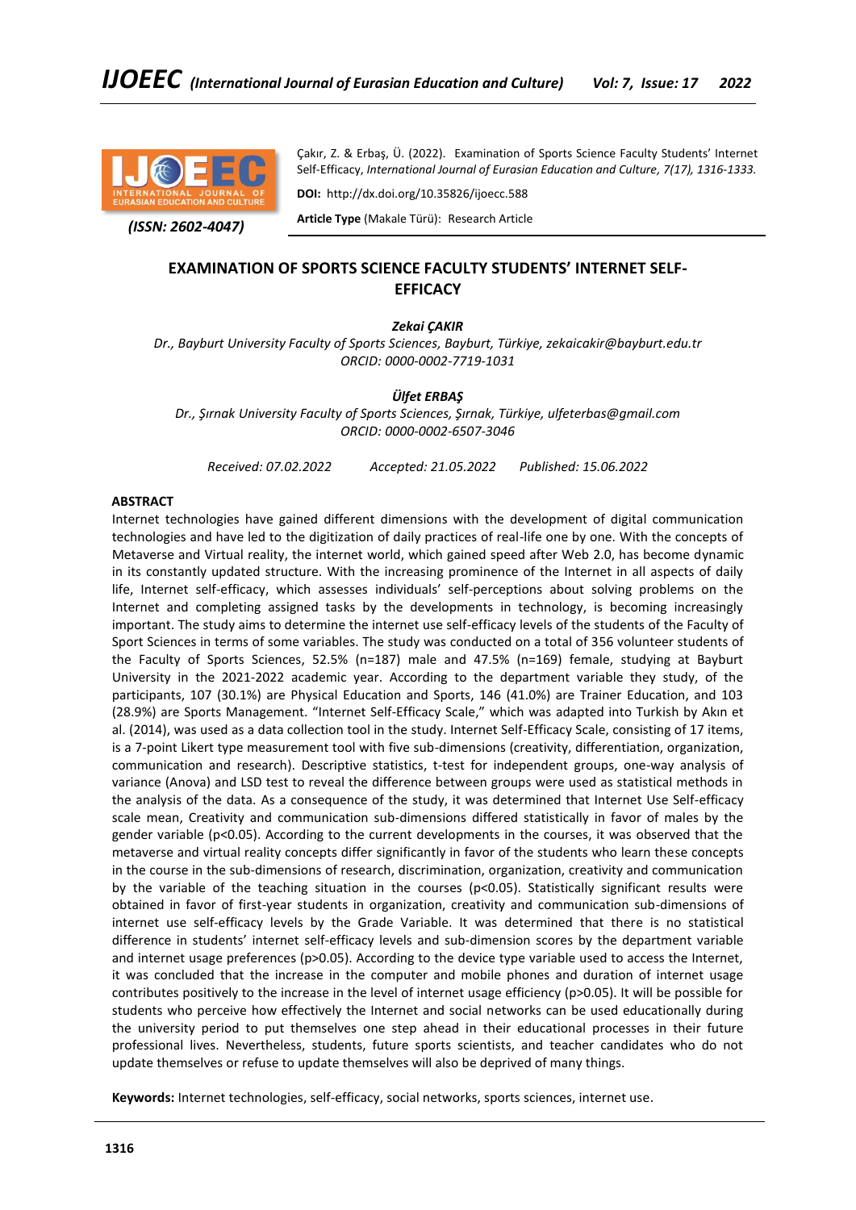(ISSN: 2602-4047)

Çakır, Z. & Erbaş, Ü. (2022). Examination of Sports Science Faculty Students' Internet Self-Efficacy, *International Journal of Eurasian Education and Culture, 7(17), 1316-1333.*

**DOI:** http://dx.doi.org/10.35826/ijoecc.588

**Article Type** (Makale Türü): Research Article

# EXAMINATION OF SPORTS SCIENCE FACULTY STUDENTS' INTERNET SELF-EFFICACY

***Zekai ÇAKIR***

*Dr., Bayburt University Faculty of Sports Sciences, Bayburt, Türkiye, zekaicakir@bayburt.edu.tr*
*ORCID: 0000-0002-7719-1031*

***Ülfet ERBAŞ***

*Dr., Şırnak University Faculty of Sports Sciences, Şırnak, Türkiye, ulfeterbas@gmail.com*
*ORCID: 0000-0002-6507-3046*

*Received: 07.02.2022* *Accepted: 21.05.2022* *Published: 15.06.2022*

## ABSTRACT

Internet technologies have gained different dimensions with the development of digital communication technologies and have led to the digitization of daily practices of real-life one by one. With the concepts of Metaverse and Virtual reality, the internet world, which gained speed after Web 2.0, has become dynamic in its constantly updated structure. With the increasing prominence of the Internet in all aspects of daily life, Internet self-efficacy, which assesses individuals' self-perceptions about solving problems on the Internet and completing assigned tasks by the developments in technology, is becoming increasingly important. The study aims to determine the internet use self-efficacy levels of the students of the Faculty of Sport Sciences in terms of some variables. The study was conducted on a total of 356 volunteer students of the Faculty of Sports Sciences, 52.5% (n=187) male and 47.5% (n=169) female, studying at Bayburt University in the 2021-2022 academic year. According to the department variable they study, of the participants, 107 (30.1%) are Physical Education and Sports, 146 (41.0%) are Trainer Education, and 103 (28.9%) are Sports Management. "Internet Self-Efficacy Scale," which was adapted into Turkish by Akın et al. (2014), was used as a data collection tool in the study. Internet Self-Efficacy Scale, consisting of 17 items, is a 7-point Likert type measurement tool with five sub-dimensions (creativity, differentiation, organization, communication and research). Descriptive statistics, t-test for independent groups, one-way analysis of variance (Anova) and LSD test to reveal the difference between groups were used as statistical methods in the analysis of the data. As a consequence of the study, it was determined that Internet Use Self-efficacy scale mean, Creativity and communication sub-dimensions differed statistically in favor of males by the gender variable ($p<0.05$). According to the current developments in the courses, it was observed that the metaverse and virtual reality concepts differ significantly in favor of the students who learn these concepts in the course in the sub-dimensions of research, discrimination, organization, creativity and communication by the variable of the teaching situation in the courses ($p<0.05$). Statistically significant results were obtained in favor of first-year students in organization, creativity and communication sub-dimensions of internet use self-efficacy levels by the Grade Variable. It was determined that there is no statistical difference in students' internet self-efficacy levels and sub-dimension scores by the department variable and internet usage preferences ($p>0.05$). According to the device type variable used to access the Internet, it was concluded that the increase in the computer and mobile phones and duration of internet usage contributes positively to the increase in the level of internet usage efficiency ($p>0.05$). It will be possible for students who perceive how effectively the Internet and social networks can be used educationally during the university period to put themselves one step ahead in their educational processes in their future professional lives. Nevertheless, students, future sports scientists, and teacher candidates who do not update themselves or refuse to update themselves will also be deprived of many things.

**Keywords:** Internet technologies, self-efficacy, social networks, sports sciences, internet use.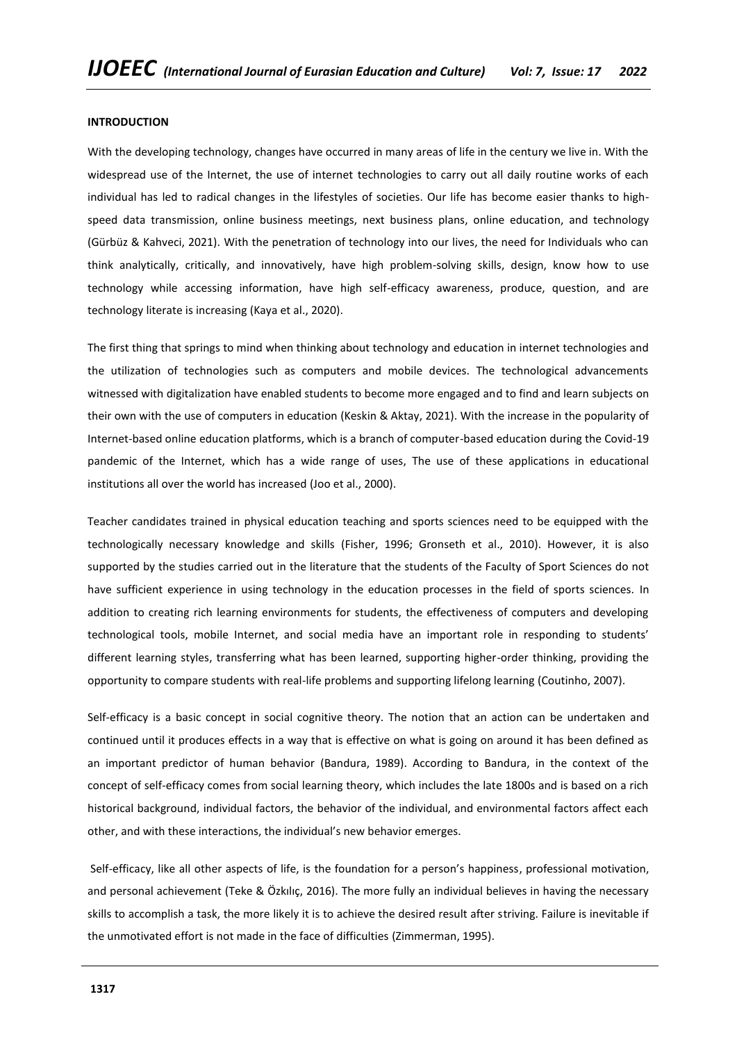#### INTRODUCTION

With the developing technology, changes have occurred in many areas of life in the century we live in. With the widespread use of the Internet, the use of internet technologies to carry out all daily routine works of each individual has led to radical changes in the lifestyles of societies. Our life has become easier thanks to high-speed data transmission, online business meetings, next business plans, online education, and technology (Gürbüz & Kahveci, 2021). With the penetration of technology into our lives, the need for Individuals who can think analytically, critically, and innovatively, have high problem-solving skills, design, know how to use technology while accessing information, have high self-efficacy awareness, produce, question, and are technology literate is increasing (Kaya et al., 2020).

The first thing that springs to mind when thinking about technology and education in internet technologies and the utilization of technologies such as computers and mobile devices. The technological advancements witnessed with digitalization have enabled students to become more engaged and to find and learn subjects on their own with the use of computers in education (Keskin & Aktay, 2021). With the increase in the popularity of Internet-based online education platforms, which is a branch of computer-based education during the Covid-19 pandemic of the Internet, which has a wide range of uses, The use of these applications in educational institutions all over the world has increased (Joo et al., 2000).

Teacher candidates trained in physical education teaching and sports sciences need to be equipped with the technologically necessary knowledge and skills (Fisher, 1996; Gronseth et al., 2010). However, it is also supported by the studies carried out in the literature that the students of the Faculty of Sport Sciences do not have sufficient experience in using technology in the education processes in the field of sports sciences. In addition to creating rich learning environments for students, the effectiveness of computers and developing technological tools, mobile Internet, and social media have an important role in responding to students' different learning styles, transferring what has been learned, supporting higher-order thinking, providing the opportunity to compare students with real-life problems and supporting lifelong learning (Coutinho, 2007).

Self-efficacy is a basic concept in social cognitive theory. The notion that an action can be undertaken and continued until it produces effects in a way that is effective on what is going on around it has been defined as an important predictor of human behavior (Bandura, 1989). According to Bandura, in the context of the concept of self-efficacy comes from social learning theory, which includes the late 1800s and is based on a rich historical background, individual factors, the behavior of the individual, and environmental factors affect each other, and with these interactions, the individual's new behavior emerges.

Self-efficacy, like all other aspects of life, is the foundation for a person's happiness, professional motivation, and personal achievement (Teke & Özkılıç, 2016). The more fully an individual believes in having the necessary skills to accomplish a task, the more likely it is to achieve the desired result after striving. Failure is inevitable if the unmotivated effort is not made in the face of difficulties (Zimmerman, 1995).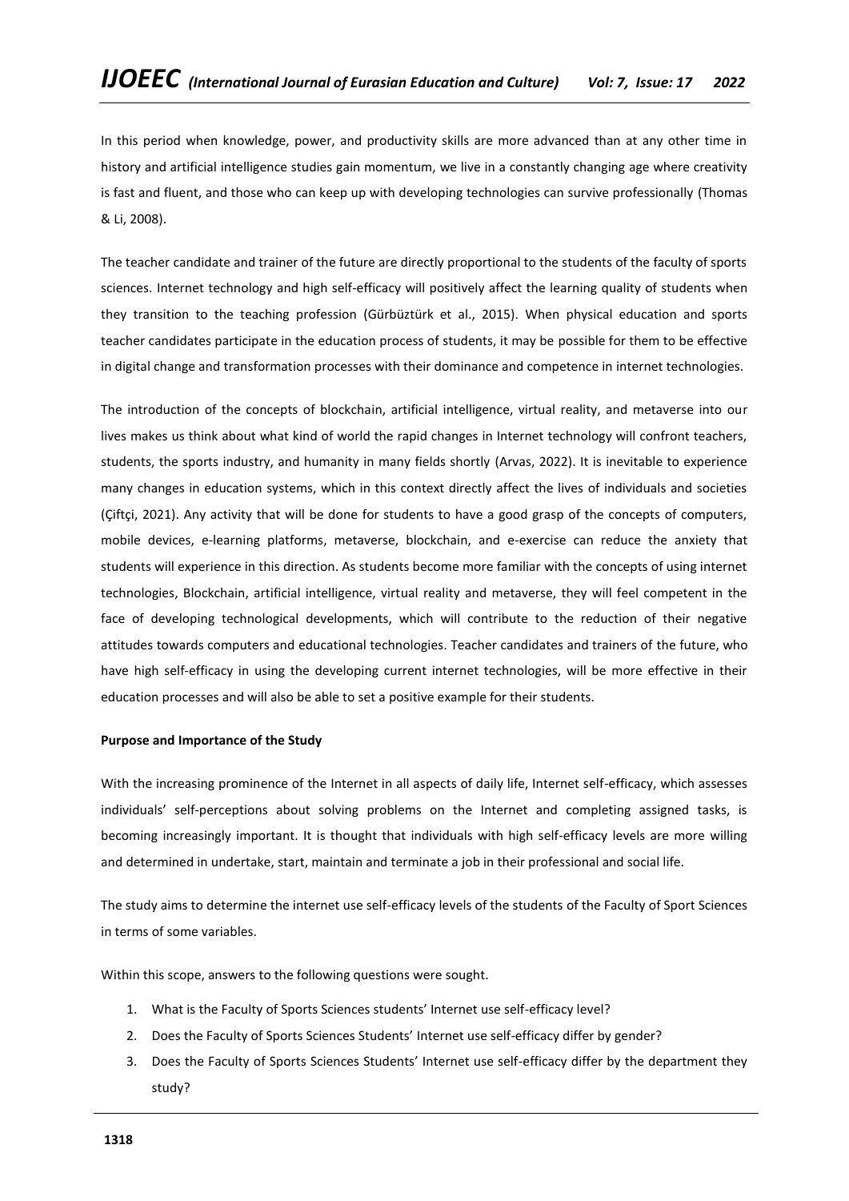In this period when knowledge, power, and productivity skills are more advanced than at any other time in history and artificial intelligence studies gain momentum, we live in a constantly changing age where creativity is fast and fluent, and those who can keep up with developing technologies can survive professionally (Thomas & Li, 2008).

The teacher candidate and trainer of the future are directly proportional to the students of the faculty of sports sciences. Internet technology and high self-efficacy will positively affect the learning quality of students when they transition to the teaching profession (Gürbüztürk et al., 2015). When physical education and sports teacher candidates participate in the education process of students, it may be possible for them to be effective in digital change and transformation processes with their dominance and competence in internet technologies.

The introduction of the concepts of blockchain, artificial intelligence, virtual reality, and metaverse into our lives makes us think about what kind of world the rapid changes in Internet technology will confront teachers, students, the sports industry, and humanity in many fields shortly (Arvas, 2022). It is inevitable to experience many changes in education systems, which in this context directly affect the lives of individuals and societies (Çiftçi, 2021). Any activity that will be done for students to have a good grasp of the concepts of computers, mobile devices, e-learning platforms, metaverse, blockchain, and e-exercise can reduce the anxiety that students will experience in this direction. As students become more familiar with the concepts of using internet technologies, Blockchain, artificial intelligence, virtual reality and metaverse, they will feel competent in the face of developing technological developments, which will contribute to the reduction of their negative attitudes towards computers and educational technologies. Teacher candidates and trainers of the future, who have high self-efficacy in using the developing current internet technologies, will be more effective in their education processes and will also be able to set a positive example for their students.

**Purpose and Importance of the Study**

With the increasing prominence of the Internet in all aspects of daily life, Internet self-efficacy, which assesses individuals' self-perceptions about solving problems on the Internet and completing assigned tasks, is becoming increasingly important. It is thought that individuals with high self-efficacy levels are more willing and determined in undertake, start, maintain and terminate a job in their professional and social life.

The study aims to determine the internet use self-efficacy levels of the students of the Faculty of Sport Sciences in terms of some variables.

Within this scope, answers to the following questions were sought.

1. What is the Faculty of Sports Sciences students' Internet use self-efficacy level?
2. Does the Faculty of Sports Sciences Students' Internet use self-efficacy differ by gender?
3. Does the Faculty of Sports Sciences Students' Internet use self-efficacy differ by the department they study?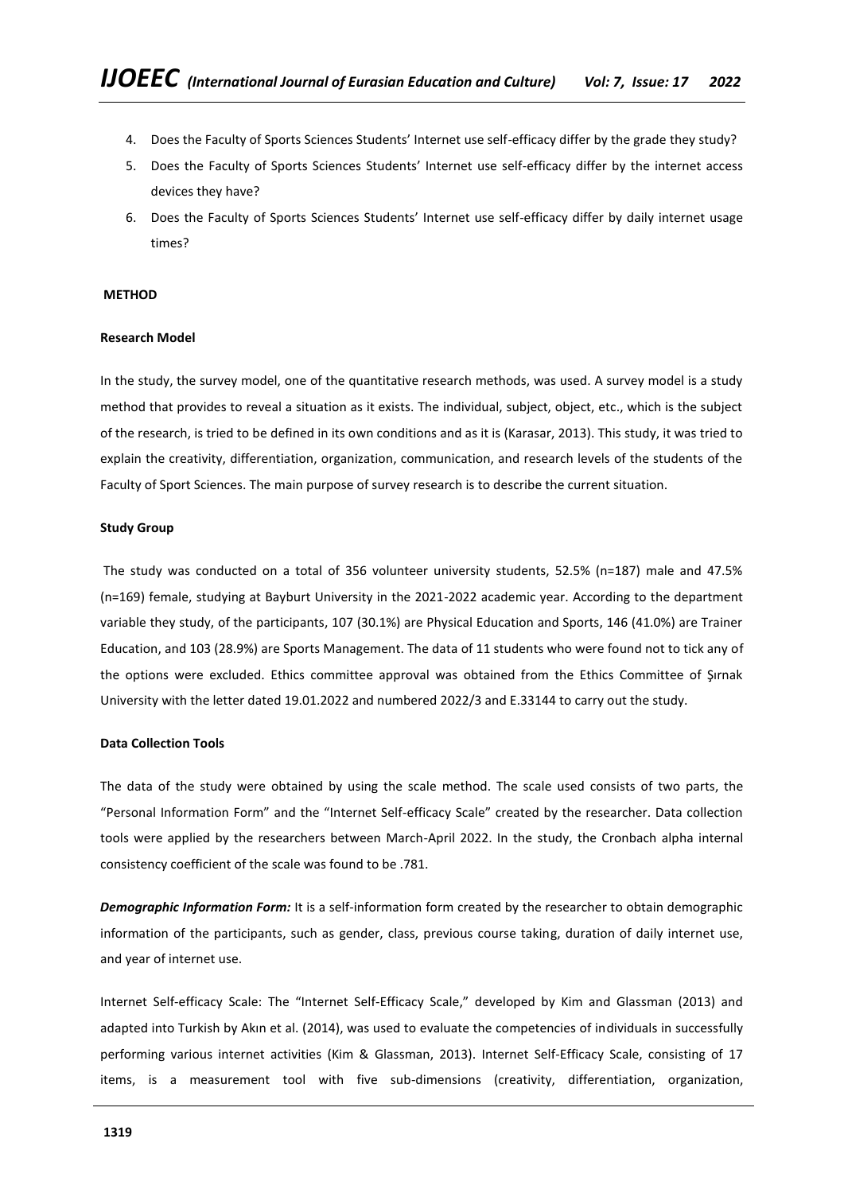4. Does the Faculty of Sports Sciences Students' Internet use self-efficacy differ by the grade they study?
5. Does the Faculty of Sports Sciences Students' Internet use self-efficacy differ by the internet access devices they have?
6. Does the Faculty of Sports Sciences Students' Internet use self-efficacy differ by daily internet usage times?

## METHOD

### Research Model

In the study, the survey model, one of the quantitative research methods, was used. A survey model is a study method that provides to reveal a situation as it exists. The individual, subject, object, etc., which is the subject of the research, is tried to be defined in its own conditions and as it is (Karasar, 2013). This study, it was tried to explain the creativity, differentiation, organization, communication, and research levels of the students of the Faculty of Sport Sciences. The main purpose of survey research is to describe the current situation.

### Study Group

The study was conducted on a total of 356 volunteer university students, 52.5% (n=187) male and 47.5% (n=169) female, studying at Bayburt University in the 2021-2022 academic year. According to the department variable they study, of the participants, 107 (30.1%) are Physical Education and Sports, 146 (41.0%) are Trainer Education, and 103 (28.9%) are Sports Management. The data of 11 students who were found not to tick any of the options were excluded. Ethics committee approval was obtained from the Ethics Committee of Şırnak University with the letter dated 19.01.2022 and numbered 2022/3 and E.33144 to carry out the study.

### Data Collection Tools

The data of the study were obtained by using the scale method. The scale used consists of two parts, the "Personal Information Form" and the "Internet Self-efficacy Scale" created by the researcher. Data collection tools were applied by the researchers between March-April 2022. In the study, the Cronbach alpha internal consistency coefficient of the scale was found to be .781.

***Demographic Information Form:*** It is a self-information form created by the researcher to obtain demographic information of the participants, such as gender, class, previous course taking, duration of daily internet use, and year of internet use.

Internet Self-efficacy Scale: The "Internet Self-Efficacy Scale," developed by Kim and Glassman (2013) and adapted into Turkish by Akın et al. (2014), was used to evaluate the competencies of individuals in successfully performing various internet activities (Kim & Glassman, 2013). Internet Self-Efficacy Scale, consisting of 17 items, is a measurement tool with five sub-dimensions (creativity, differentiation, organization,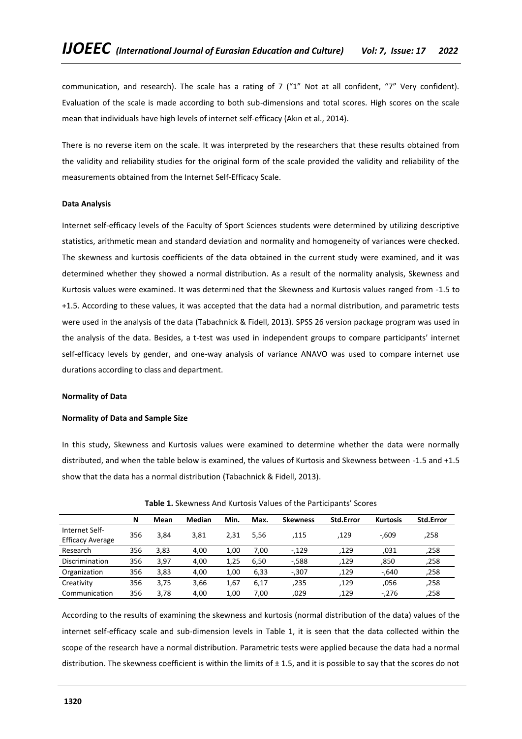communication, and research). The scale has a rating of 7 ("1" Not at all confident, "7" Very confident). Evaluation of the scale is made according to both sub-dimensions and total scores. High scores on the scale mean that individuals have high levels of internet self-efficacy (Akın et al., 2014).

There is no reverse item on the scale. It was interpreted by the researchers that these results obtained from the validity and reliability studies for the original form of the scale provided the validity and reliability of the measurements obtained from the Internet Self-Efficacy Scale.

**Data Analysis**

Internet self-efficacy levels of the Faculty of Sport Sciences students were determined by utilizing descriptive statistics, arithmetic mean and standard deviation and normality and homogeneity of variances were checked. The skewness and kurtosis coefficients of the data obtained in the current study were examined, and it was determined whether they showed a normal distribution. As a result of the normality analysis, Skewness and Kurtosis values were examined. It was determined that the Skewness and Kurtosis values ranged from -1.5 to +1.5. According to these values, it was accepted that the data had a normal distribution, and parametric tests were used in the analysis of the data (Tabachnick & Fidell, 2013). SPSS 26 version package program was used in the analysis of the data. Besides, a t-test was used in independent groups to compare participants' internet self-efficacy levels by gender, and one-way analysis of variance ANAVO was used to compare internet use durations according to class and department.

**Normality of Data**

**Normality of Data and Sample Size**

In this study, Skewness and Kurtosis values were examined to determine whether the data were normally distributed, and when the table below is examined, the values of Kurtosis and Skewness between -1.5 and +1.5 show that the data has a normal distribution (Tabachnick & Fidell, 2013).

**Table 1.** Skewness And Kurtosis Values of the Participants' Scores

| | N | Mean | Median | Min. | Max. | Skewness | Std.Error | Kurtosis | Std.Error |
|---|---|---|---|---|---|---|---|---|---|
| Internet Self-Efficacy Average | 356 | 3,84 | 3,81 | 2,31 | 5,56 | ,115 | ,129 | -,609 | ,258 |
| Research | 356 | 3,83 | 4,00 | 1,00 | 7,00 | -,129 | ,129 | ,031 | ,258 |
| Discrimination | 356 | 3,97 | 4,00 | 1,25 | 6,50 | -,588 | ,129 | ,850 | ,258 |
| Organization | 356 | 3,83 | 4,00 | 1,00 | 6,33 | -,307 | ,129 | -,640 | ,258 |
| Creativity | 356 | 3,75 | 3,66 | 1,67 | 6,17 | ,235 | ,129 | ,056 | ,258 |
| Communication | 356 | 3,78 | 4,00 | 1,00 | 7,00 | ,029 | ,129 | -,276 | ,258 |

According to the results of examining the skewness and kurtosis (normal distribution of the data) values of the internet self-efficacy scale and sub-dimension levels in Table 1, it is seen that the data collected within the scope of the research have a normal distribution. Parametric tests were applied because the data had a normal distribution. The skewness coefficient is within the limits of ± 1.5, and it is possible to say that the scores do not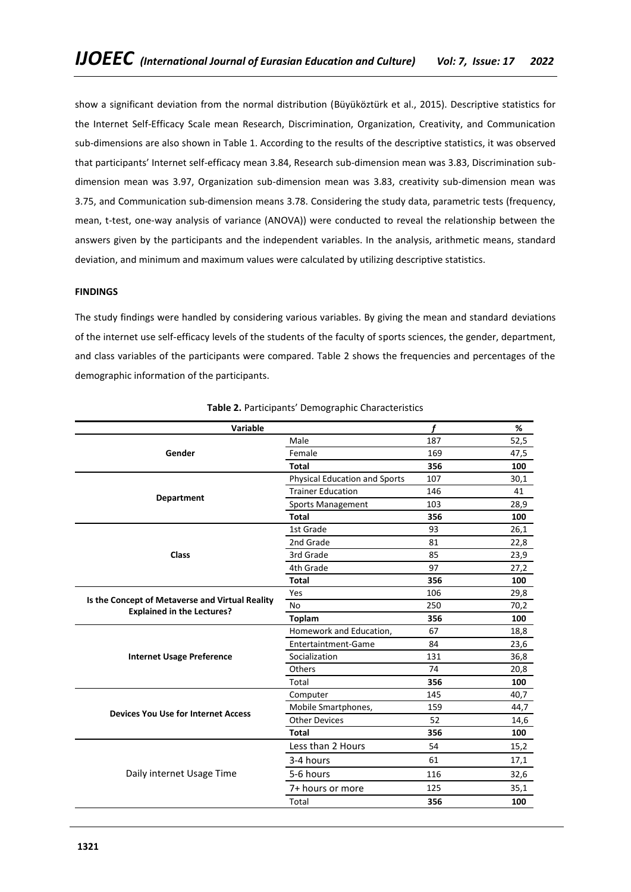show a significant deviation from the normal distribution (Büyüköztürk et al., 2015). Descriptive statistics for the Internet Self-Efficacy Scale mean Research, Discrimination, Organization, Creativity, and Communication sub-dimensions are also shown in Table 1. According to the results of the descriptive statistics, it was observed that participants' Internet self-efficacy mean 3.84, Research sub-dimension mean was 3.83, Discrimination sub-dimension mean was 3.97, Organization sub-dimension mean was 3.83, creativity sub-dimension mean was 3.75, and Communication sub-dimension means 3.78. Considering the study data, parametric tests (frequency, mean, t-test, one-way analysis of variance (ANOVA)) were conducted to reveal the relationship between the answers given by the participants and the independent variables. In the analysis, arithmetic means, standard deviation, and minimum and maximum values were calculated by utilizing descriptive statistics.

## FINDINGS

The study findings were handled by considering various variables. By giving the mean and standard deviations of the internet use self-efficacy levels of the students of the faculty of sports sciences, the gender, department, and class variables of the participants were compared. Table 2 shows the frequencies and percentages of the demographic information of the participants.

**Table 2.** Participants' Demographic Characteristics

| Variable | | *f* | % |
|---|---|---|---|
| **Gender** | Male | 187 | 52,5 |
| | Female | 169 | 47,5 |
| | **Total** | **356** | **100** |
| **Department** | Physical Education and Sports | 107 | 30,1 |
| | Trainer Education | 146 | 41 |
| | Sports Management | 103 | 28,9 |
| | **Total** | **356** | **100** |
| **Class** | 1st Grade | 93 | 26,1 |
| | 2nd Grade | 81 | 22,8 |
| | 3rd Grade | 85 | 23,9 |
| | 4th Grade | 97 | 27,2 |
| | **Total** | **356** | **100** |
| **Is the Concept of Metaverse and Virtual Reality Explained in the Lectures?** | Yes | 106 | 29,8 |
| | No | 250 | 70,2 |
| | **Toplam** | **356** | **100** |
| **Internet Usage Preference** | Homework and Education, | 67 | 18,8 |
| | Entertaintment-Game | 84 | 23,6 |
| | Socialization | 131 | 36,8 |
| | Others | 74 | 20,8 |
| | Total | **356** | **100** |
| **Devices You Use for Internet Access** | Computer | 145 | 40,7 |
| | Mobile Smartphones, | 159 | 44,7 |
| | Other Devices | 52 | 14,6 |
| | **Total** | **356** | **100** |
| Daily internet Usage Time | Less than 2 Hours | 54 | 15,2 |
| | 3-4 hours | 61 | 17,1 |
| | 5-6 hours | 116 | 32,6 |
| | 7+ hours or more | 125 | 35,1 |
| | Total | **356** | **100** |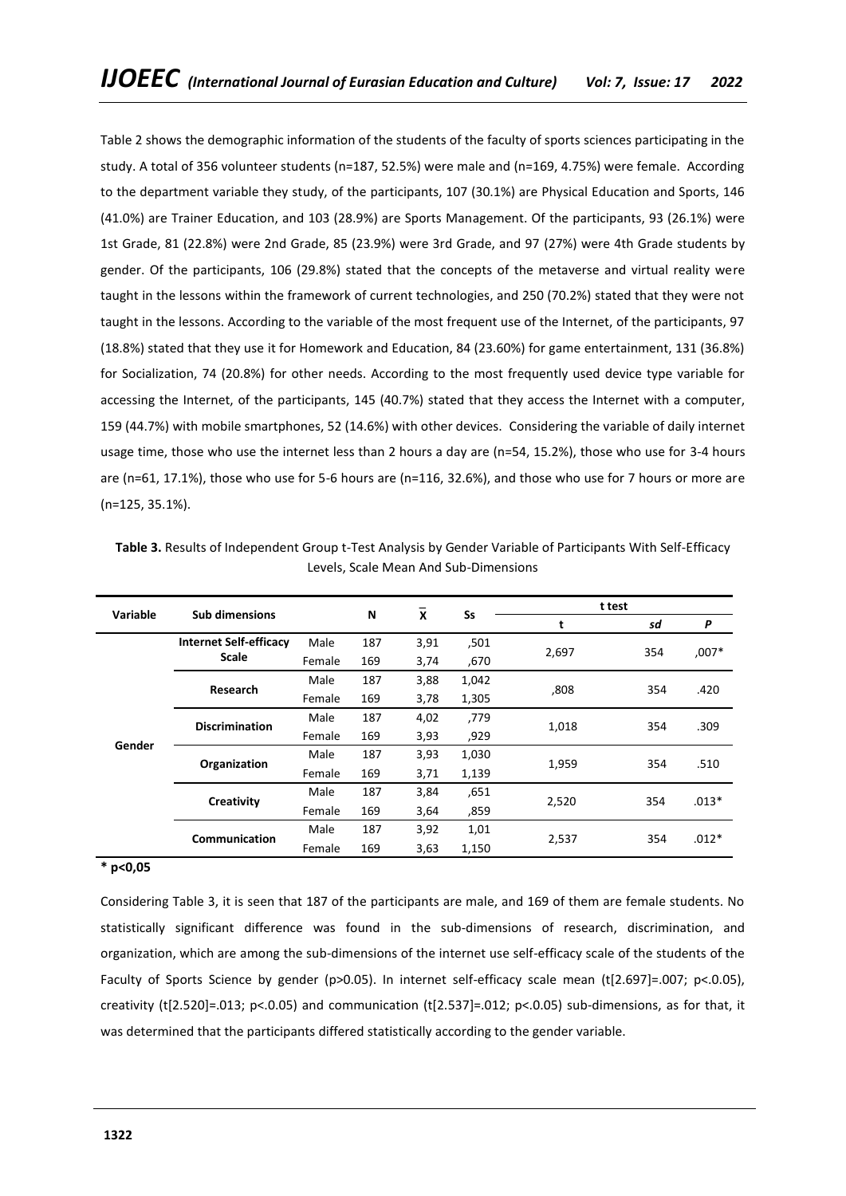Table 2 shows the demographic information of the students of the faculty of sports sciences participating in the study. A total of 356 volunteer students (n=187, 52.5%) were male and (n=169, 4.75%) were female. According to the department variable they study, of the participants, 107 (30.1%) are Physical Education and Sports, 146 (41.0%) are Trainer Education, and 103 (28.9%) are Sports Management. Of the participants, 93 (26.1%) were 1st Grade, 81 (22.8%) were 2nd Grade, 85 (23.9%) were 3rd Grade, and 97 (27%) were 4th Grade students by gender. Of the participants, 106 (29.8%) stated that the concepts of the metaverse and virtual reality were taught in the lessons within the framework of current technologies, and 250 (70.2%) stated that they were not taught in the lessons. According to the variable of the most frequent use of the Internet, of the participants, 97 (18.8%) stated that they use it for Homework and Education, 84 (23.60%) for game entertainment, 131 (36.8%) for Socialization, 74 (20.8%) for other needs. According to the most frequently used device type variable for accessing the Internet, of the participants, 145 (40.7%) stated that they access the Internet with a computer, 159 (44.7%) with mobile smartphones, 52 (14.6%) with other devices. Considering the variable of daily internet usage time, those who use the internet less than 2 hours a day are (n=54, 15.2%), those who use for 3-4 hours are (n=61, 17.1%), those who use for 5-6 hours are (n=116, 32.6%), and those who use for 7 hours or more are (n=125, 35.1%).

**Table 3.** Results of Independent Group t-Test Analysis by Gender Variable of Participants With Self-Efficacy Levels, Scale Mean And Sub-Dimensions

| Variable | Sub dimensions | | N | $\bar{X}$ | Ss | t test | | |
|---|---|---|---|---|---|---|---|---|
| | | | | | | t | sd | P |
| Gender | **Internet Self-efficacy Scale** | Male | 187 | 3,91 | ,501 | 2,697 | 354 | ,007* |
| | | Female | 169 | 3,74 | ,670 | | | |
| | **Research** | Male | 187 | 3,88 | 1,042 | ,808 | 354 | .420 |
| | | Female | 169 | 3,78 | 1,305 | | | |
| | **Discrimination** | Male | 187 | 4,02 | ,779 | 1,018 | 354 | .309 |
| | | Female | 169 | 3,93 | ,929 | | | |
| | **Organization** | Male | 187 | 3,93 | 1,030 | 1,959 | 354 | .510 |
| | | Female | 169 | 3,71 | 1,139 | | | |
| | **Creativity** | Male | 187 | 3,84 | ,651 | 2,520 | 354 | .013* |
| | | Female | 169 | 3,64 | ,859 | | | |
| | **Communication** | Male | 187 | 3,92 | 1,01 | 2,537 | 354 | .012* |
| | | Female | 169 | 3,63 | 1,150 | | | |

**\* p<0,05**

Considering Table 3, it is seen that 187 of the participants are male, and 169 of them are female students. No statistically significant difference was found in the sub-dimensions of research, discrimination, and organization, which are among the sub-dimensions of the internet use self-efficacy scale of the students of the Faculty of Sports Science by gender ($p>0.05$). In internet self-efficacy scale mean ($t[2.697]=.007$; $p<.0.05$), creativity ($t[2.520]=.013$; $p<.0.05$) and communication ($t[2.537]=.012$; $p<.0.05$) sub-dimensions, as for that, it was determined that the participants differed statistically according to the gender variable.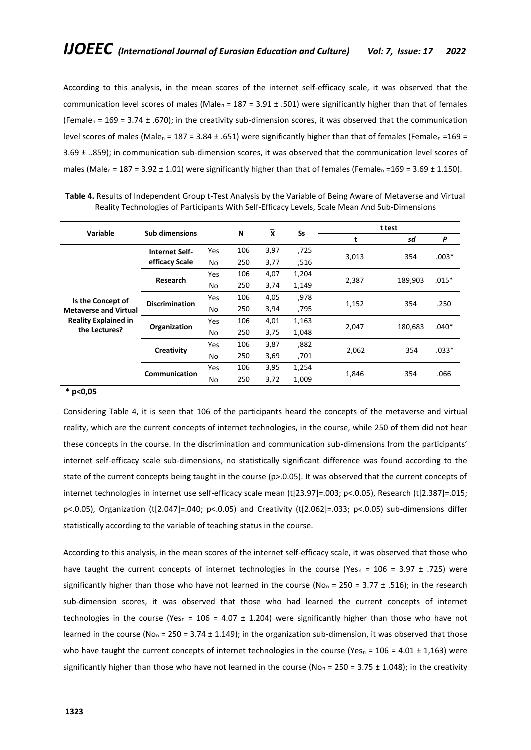According to this analysis, in the mean scores of the internet self-efficacy scale, it was observed that the communication level scores of males ($Male_n = 187 = 3.91 \pm .501$) were significantly higher than that of females ($Female_n = 169 = 3.74 \pm .670$); in the creativity sub-dimension scores, it was observed that the communication level scores of males ($Male_n = 187 = 3.84 \pm .651$) were significantly higher than that of females ($Female_n = 169 = 3.69 \pm ..859$); in communication sub-dimension scores, it was observed that the communication level scores of males ($Male_n = 187 = 3.92 \pm 1.01$) were significantly higher than that of females ($Female_n = 169 = 3.69 \pm 1.150$).

**Table 4.** Results of Independent Group t-Test Analysis by the Variable of Being Aware of Metaverse and Virtual Reality Technologies of Participants With Self-Efficacy Levels, Scale Mean And Sub-Dimensions

| Variable | Sub dimensions | | N | $\bar{X}$ | Ss | t test | | |
|---|---|---|---|---|---|---|---|---|
| | | | | | | t | sd | P |
| Is the Concept of Metaverse and Virtual Reality Explained in the Lectures? | Internet Self-efficacy Scale | Yes | 106 | 3,97 | ,725 | 3,013 | 354 | .003* |
| | | No | 250 | 3,77 | ,516 | | | |
| | Research | Yes | 106 | 4,07 | 1,204 | 2,387 | 189,903 | .015* |
| | | No | 250 | 3,74 | 1,149 | | | |
| | Discrimination | Yes | 106 | 4,05 | ,978 | 1,152 | 354 | .250 |
| | | No | 250 | 3,94 | ,795 | | | |
| | Organization | Yes | 106 | 4,01 | 1,163 | 2,047 | 180,683 | .040* |
| | | No | 250 | 3,75 | 1,048 | | | |
| | Creativity | Yes | 106 | 3,87 | ,882 | 2,062 | 354 | .033* |
| | | No | 250 | 3,69 | ,701 | | | |
| | Communication | Yes | 106 | 3,95 | 1,254 | 1,846 | 354 | .066 |
| | | No | 250 | 3,72 | 1,009 | | | |

**\* p<0,05**

Considering Table 4, it is seen that 106 of the participants heard the concepts of the metaverse and virtual reality, which are the current concepts of internet technologies, in the course, while 250 of them did not hear these concepts in the course. In the discrimination and communication sub-dimensions from the participants' internet self-efficacy scale sub-dimensions, no statistically significant difference was found according to the state of the current concepts being taught in the course ($p>.0.05$). It was observed that the current concepts of internet technologies in internet use self-efficacy scale mean ($t[23.97]=.003$; $p<.0.05$), Research ($t[2.387]=.015$; $p<.0.05$), Organization ($t[2.047]=.040$; $p<.0.05$) and Creativity ($t[2.062]=.033$; $p<.0.05$) sub-dimensions differ statistically according to the variable of teaching status in the course.

According to this analysis, in the mean scores of the internet self-efficacy scale, it was observed that those who have taught the current concepts of internet technologies in the course ($Yes_n = 106 = 3.97 \pm .725$) were significantly higher than those who have not learned in the course ($No_n = 250 = 3.77 \pm .516$); in the research sub-dimension scores, it was observed that those who had learned the current concepts of internet technologies in the course ($Yes_n = 106 = 4.07 \pm 1.204$) were significantly higher than those who have not learned in the course ($No_n = 250 = 3.74 \pm 1.149$); in the organization sub-dimension, it was observed that those who have taught the current concepts of internet technologies in the course ($Yes_n = 106 = 4.01 \pm 1,163$) were significantly higher than those who have not learned in the course ($No_n = 250 = 3.75 \pm 1.048$); in the creativity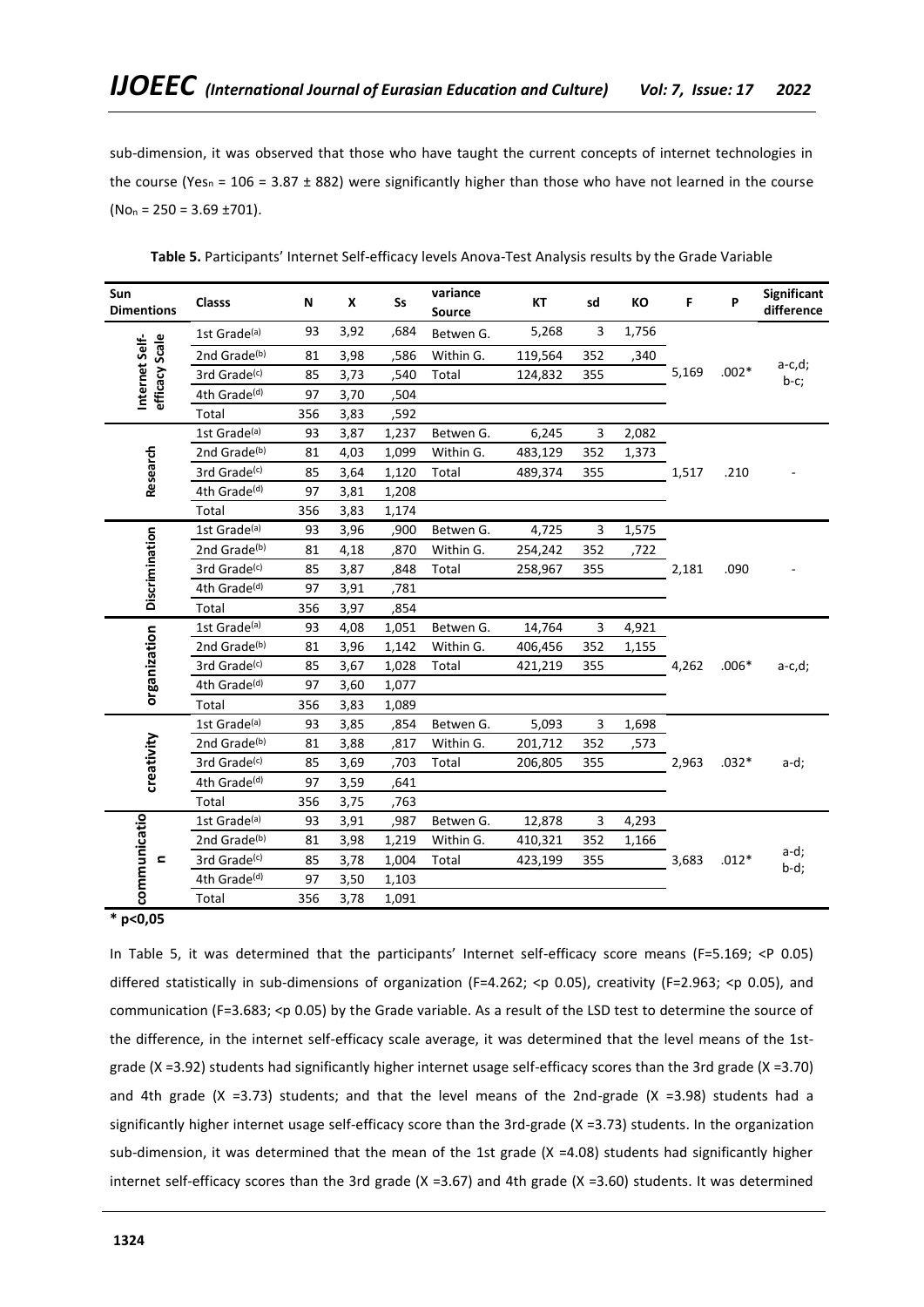sub-dimension, it was observed that those who have taught the current concepts of internet technologies in the course ($Yes_n$ = 106 = 3.87 ± 882) were significantly higher than those who have not learned in the course ($No_n$ = 250 = 3.69 ±701).

**Table 5.** Participants' Internet Self-efficacy levels Anova-Test Analysis results by the Grade Variable

| Sun Dimentions | Classs | N | X | Ss | variance Source | KT | sd | KO | F | P | Significant difference |
|---|---|---|---|---|---|---|---|---|---|---|---|
| Internet Self-efficacy Scale | 1st Grade[(a)] | 93 | 3,92 | ,684 | Betwen G. | 5,268 | 3 | 1,756 | 5,169 | .002* | a-c,d; b-c; |
| | 2nd Grade[(b)] | 81 | 3,98 | ,586 | Within G. | 119,564 | 352 | ,340 | | | |
| | 3rd Grade[(c)] | 85 | 3,73 | ,540 | Total | 124,832 | 355 | | | | |
| | 4th Grade[(d)] | 97 | 3,70 | ,504 | | | | | | | |
| | Total | 356 | 3,83 | ,592 | | | | | | | |
| Research | 1st Grade[(a)] | 93 | 3,87 | 1,237 | Betwen G. | 6,245 | 3 | 2,082 | 1,517 | .210 | - |
| | 2nd Grade[(b)] | 81 | 4,03 | 1,099 | Within G. | 483,129 | 352 | 1,373 | | | |
| | 3rd Grade[(c)] | 85 | 3,64 | 1,120 | Total | 489,374 | 355 | | | | |
| | 4th Grade[(d)] | 97 | 3,81 | 1,208 | | | | | | | |
| | Total | 356 | 3,83 | 1,174 | | | | | | | |
| Discrimination | 1st Grade[(a)] | 93 | 3,96 | ,900 | Betwen G. | 4,725 | 3 | 1,575 | 2,181 | .090 | - |
| | 2nd Grade[(b)] | 81 | 4,18 | ,870 | Within G. | 254,242 | 352 | ,722 | | | |
| | 3rd Grade[(c)] | 85 | 3,87 | ,848 | Total | 258,967 | 355 | | | | |
| | 4th Grade[(d)] | 97 | 3,91 | ,781 | | | | | | | |
| | Total | 356 | 3,97 | ,854 | | | | | | | |
| organization | 1st Grade[(a)] | 93 | 4,08 | 1,051 | Betwen G. | 14,764 | 3 | 4,921 | 4,262 | .006* | a-c,d; |
| | 2nd Grade[(b)] | 81 | 3,96 | 1,142 | Within G. | 406,456 | 352 | 1,155 | | | |
| | 3rd Grade[(c)] | 85 | 3,67 | 1,028 | Total | 421,219 | 355 | | | | |
| | 4th Grade[(d)] | 97 | 3,60 | 1,077 | | | | | | | |
| | Total | 356 | 3,83 | 1,089 | | | | | | | |
| creativity | 1st Grade[(a)] | 93 | 3,85 | ,854 | Betwen G. | 5,093 | 3 | 1,698 | 2,963 | .032* | a-d; |
| | 2nd Grade[(b)] | 81 | 3,88 | ,817 | Within G. | 201,712 | 352 | ,573 | | | |
| | 3rd Grade[(c)] | 85 | 3,69 | ,703 | Total | 206,805 | 355 | | | | |
| | 4th Grade[(d)] | 97 | 3,59 | ,641 | | | | | | | |
| | Total | 356 | 3,75 | ,763 | | | | | | | |
| communication | 1st Grade[(a)] | 93 | 3,91 | ,987 | Betwen G. | 12,878 | 3 | 4,293 | 3,683 | .012* | a-d; b-d; |
| | 2nd Grade[(b)] | 81 | 3,98 | 1,219 | Within G. | 410,321 | 352 | 1,166 | | | |
| | 3rd Grade[(c)] | 85 | 3,78 | 1,004 | Total | 423,199 | 355 | | | | |
| | 4th Grade[(d)] | 97 | 3,50 | 1,103 | | | | | | | |
| | Total | 356 | 3,78 | 1,091 | | | | | | | |

\* p<0,05

In Table 5, it was determined that the participants' Internet self-efficacy score means (F=5.169; <P 0.05) differed statistically in sub-dimensions of organization (F=4.262; <p 0.05), creativity (F=2.963; <p 0.05), and communication (F=3.683; <p 0.05) by the Grade variable. As a result of the LSD test to determine the source of the difference, in the internet self-efficacy scale average, it was determined that the level means of the 1st-grade (X =3.92) students had significantly higher internet usage self-efficacy scores than the 3rd grade (X =3.70) and 4th grade (X =3.73) students; and that the level means of the 2nd-grade (X =3.98) students had a significantly higher internet usage self-efficacy score than the 3rd-grade (X =3.73) students. In the organization sub-dimension, it was determined that the mean of the 1st grade (X =4.08) students had significantly higher internet self-efficacy scores than the 3rd grade (X =3.67) and 4th grade (X =3.60) students. It was determined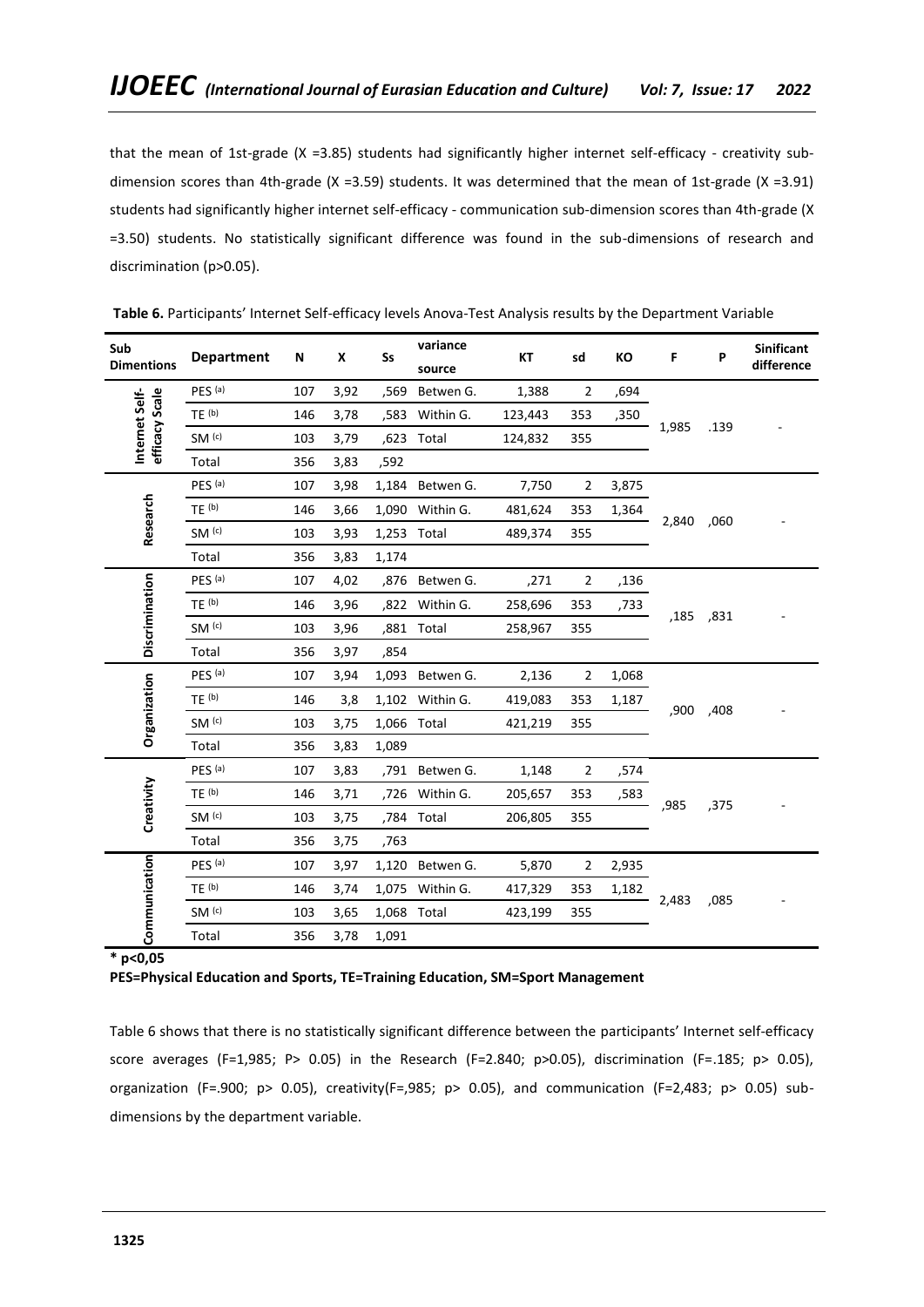that the mean of 1st-grade (X =3.85) students had significantly higher internet self-efficacy - creativity sub-dimension scores than 4th-grade (X =3.59) students. It was determined that the mean of 1st-grade (X =3.91) students had significantly higher internet self-efficacy - communication sub-dimension scores than 4th-grade (X =3.50) students. No statistically significant difference was found in the sub-dimensions of research and discrimination (p>0.05).

**Table 6.** Participants' Internet Self-efficacy levels Anova-Test Analysis results by the Department Variable

| Sub Dimentions | Department | N | X | Ss | variance source | KT | sd | KO | F | P | Sinificant difference |
|---|---|---|---|---|---|---|---|---|---|---|---|
| Internet Self-efficacy Scale | PES [(a)] | 107 | 3,92 | ,569 | Betwen G. | 1,388 | 2 | ,694 | 1,985 | .139 | - |
| | TE [(b)] | 146 | 3,78 | ,583 | Within G. | 123,443 | 353 | ,350 | | | |
| | SM [(c)] | 103 | 3,79 | ,623 | Total | 124,832 | 355 | | | | |
| | Total | 356 | 3,83 | ,592 | | | | | | | |
| Research | PES [(a)] | 107 | 3,98 | 1,184 | Betwen G. | 7,750 | 2 | 3,875 | 2,840 | ,060 | - |
| | TE [(b)] | 146 | 3,66 | 1,090 | Within G. | 481,624 | 353 | 1,364 | | | |
| | SM [(c)] | 103 | 3,93 | 1,253 | Total | 489,374 | 355 | | | | |
| | Total | 356 | 3,83 | 1,174 | | | | | | | |
| Discrimination | PES [(a)] | 107 | 4,02 | ,876 | Betwen G. | ,271 | 2 | ,136 | ,185 | ,831 | - |
| | TE [(b)] | 146 | 3,96 | ,822 | Within G. | 258,696 | 353 | ,733 | | | |
| | SM [(c)] | 103 | 3,96 | ,881 | Total | 258,967 | 355 | | | | |
| | Total | 356 | 3,97 | ,854 | | | | | | | |
| Organization | PES [(a)] | 107 | 3,94 | 1,093 | Betwen G. | 2,136 | 2 | 1,068 | ,900 | ,408 | - |
| | TE [(b)] | 146 | 3,8 | 1,102 | Within G. | 419,083 | 353 | 1,187 | | | |
| | SM [(c)] | 103 | 3,75 | 1,066 | Total | 421,219 | 355 | | | | |
| | Total | 356 | 3,83 | 1,089 | | | | | | | |
| Creativity | PES [(a)] | 107 | 3,83 | ,791 | Betwen G. | 1,148 | 2 | ,574 | ,985 | ,375 | - |
| | TE [(b)] | 146 | 3,71 | ,726 | Within G. | 205,657 | 353 | ,583 | | | |
| | SM [(c)] | 103 | 3,75 | ,784 | Total | 206,805 | 355 | | | | |
| | Total | 356 | 3,75 | ,763 | | | | | | | |
| Communication | PES [(a)] | 107 | 3,97 | 1,120 | Betwen G. | 5,870 | 2 | 2,935 | 2,483 | ,085 | - |
| | TE [(b)] | 146 | 3,74 | 1,075 | Within G. | 417,329 | 353 | 1,182 | | | |
| | SM [(c)] | 103 | 3,65 | 1,068 | Total | 423,199 | 355 | | | | |
| | Total | 356 | 3,78 | 1,091 | | | | | | | |

**\* p<0,05**

**PES=Physical Education and Sports, TE=Training Education, SM=Sport Management**

Table 6 shows that there is no statistically significant difference between the participants' Internet self-efficacy score averages (F=1,985; P> 0.05) in the Research (F=2.840; p>0.05), discrimination (F=.185; p> 0.05), organization (F=.900; p> 0.05), creativity(F=,985; p> 0.05), and communication (F=2,483; p> 0.05) sub-dimensions by the department variable.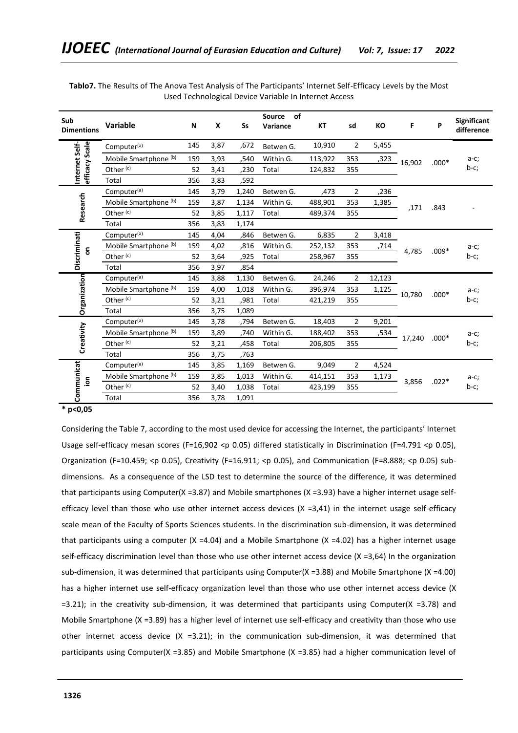**Tablo7.** The Results of The Anova Test Analysis of The Participants' Internet Self-Efficacy Levels by the Most Used Technological Device Variable In Internet Access

| Sub Dimentions | Variable | N | X | Ss | Source of Variance | KT | sd | KO | F | P | Significant difference |
|---|---|---|---|---|---|---|---|---|---|---|---|
| Internet Self-efficacy Scale | Computer(a) | 145 | 3,87 | ,672 | Betwen G. | 10,910 | 2 | 5,455 | 16,902 | .000* | a-c; b-c; |
| | Mobile Smartphone (b) | 159 | 3,93 | ,540 | Within G. | 113,922 | 353 | ,323 | | | |
| | Other (c) | 52 | 3,41 | ,230 | Total | 124,832 | 355 | | | | |
| | Total | 356 | 3,83 | ,592 | | | | | | | |
| Research | Computer(a) | 145 | 3,79 | 1,240 | Betwen G. | ,473 | 2 | ,236 | ,171 | .843 | - |
| | Mobile Smartphone (b) | 159 | 3,87 | 1,134 | Within G. | 488,901 | 353 | 1,385 | | | |
| | Other (c) | 52 | 3,85 | 1,117 | Total | 489,374 | 355 | | | | |
| | Total | 356 | 3,83 | 1,174 | | | | | | | |
| Discrimination | Computer(a) | 145 | 4,04 | ,846 | Betwen G. | 6,835 | 2 | 3,418 | 4,785 | .009* | a-c; b-c; |
| | Mobile Smartphone (b) | 159 | 4,02 | ,816 | Within G. | 252,132 | 353 | ,714 | | | |
| | Other (c) | 52 | 3,64 | ,925 | Total | 258,967 | 355 | | | | |
| | Total | 356 | 3,97 | ,854 | | | | | | | |
| Organization | Computer(a) | 145 | 3,88 | 1,130 | Betwen G. | 24,246 | 2 | 12,123 | 10,780 | .000* | a-c; b-c; |
| | Mobile Smartphone (b) | 159 | 4,00 | 1,018 | Within G. | 396,974 | 353 | 1,125 | | | |
| | Other (c) | 52 | 3,21 | ,981 | Total | 421,219 | 355 | | | | |
| | Total | 356 | 3,75 | 1,089 | | | | | | | |
| Creativity | Computer(a) | 145 | 3,78 | ,794 | Betwen G. | 18,403 | 2 | 9,201 | 17,240 | .000* | a-c; b-c; |
| | Mobile Smartphone (b) | 159 | 3,89 | ,740 | Within G. | 188,402 | 353 | ,534 | | | |
| | Other (c) | 52 | 3,21 | ,458 | Total | 206,805 | 355 | | | | |
| | Total | 356 | 3,75 | ,763 | | | | | | | |
| Communication | Computer(a) | 145 | 3,85 | 1,169 | Betwen G. | 9,049 | 2 | 4,524 | 3,856 | .022* | a-c; b-c; |
| | Mobile Smartphone (b) | 159 | 3,85 | 1,013 | Within G. | 414,151 | 353 | 1,173 | | | |
| | Other (c) | 52 | 3,40 | 1,038 | Total | 423,199 | 355 | | | | |
| | Total | 356 | 3,78 | 1,091 | | | | | | | |

**\* p<0,05**

Considering the Table 7, according to the most used device for accessing the Internet, the participants' Internet Usage self-efficacy mesan scores (F=16,902 <p 0.05) differed statistically in Discrimination (F=4.791 <p 0.05), Organization (F=10.459; <p 0.05), Creativity (F=16.911; <p 0.05), and Communication (F=8.888; <p 0.05) sub-dimensions. As a consequence of the LSD test to determine the source of the difference, it was determined that participants using Computer(X =3.87) and Mobile smartphones (X =3.93) have a higher internet usage self-efficacy level than those who use other internet access devices (X =3,41) in the internet usage self-efficacy scale mean of the Faculty of Sports Sciences students. In the discrimination sub-dimension, it was determined that participants using a computer (X =4.04) and a Mobile Smartphone (X =4.02) has a higher internet usage self-efficacy discrimination level than those who use other internet access device (X =3,64) In the organization sub-dimension, it was determined that participants using Computer(X =3.88) and Mobile Smartphone (X =4.00) has a higher internet use self-efficacy organization level than those who use other internet access device (X =3.21); in the creativity sub-dimension, it was determined that participants using Computer(X =3.78) and Mobile Smartphone (X =3.89) has a higher level of internet use self-efficacy and creativity than those who use other internet access device (X =3.21); in the communication sub-dimension, it was determined that participants using Computer(X =3.85) and Mobile Smartphone (X =3.85) had a higher communication level of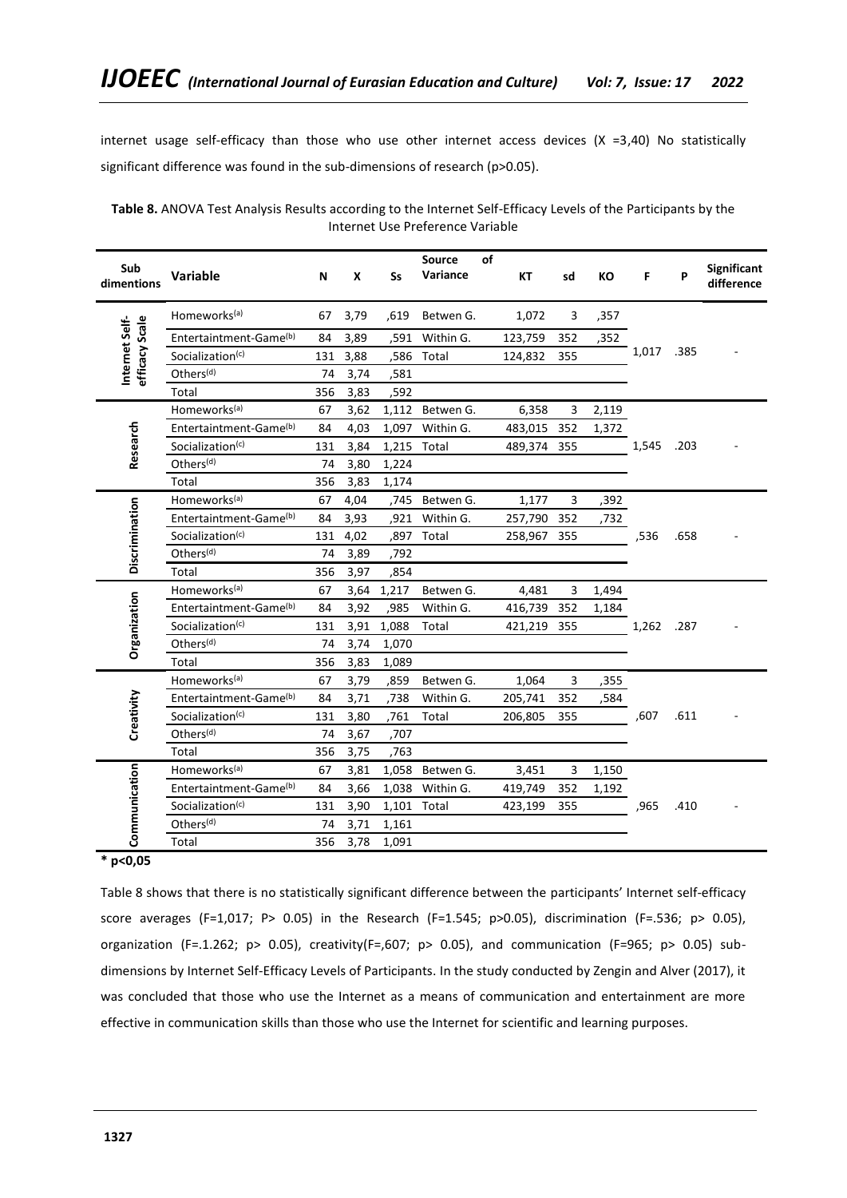internet usage self-efficacy than those who use other internet access devices (X =3,40) No statistically significant difference was found in the sub-dimensions of research (p>0.05).

**Table 8.** ANOVA Test Analysis Results according to the Internet Self-Efficacy Levels of the Participants by the Internet Use Preference Variable

| Sub dimentions | Variable | N | X | Ss | Source of Variance | KT | sd | KO | F | P | Significant difference |
|---|---|---|---|---|---|---|---|---|---|---|---|
| Internet Self-efficacy Scale | Homeworks[(a)] | 67 | 3,79 | ,619 | Betwen G. | 1,072 | 3 | ,357 | 1,017 | .385 | - |
| | Entertaintment-Game[(b)] | 84 | 3,89 | ,591 | Within G. | 123,759 | 352 | ,352 | | | |
| | Socialization[(c)] | 131 | 3,88 | ,586 | Total | 124,832 | 355 | | | | |
| | Others[(d)] | 74 | 3,74 | ,581 | | | | | | | |
| | Total | 356 | 3,83 | ,592 | | | | | | | |
| Research | Homeworks[(a)] | 67 | 3,62 | 1,112 | Betwen G. | 6,358 | 3 | 2,119 | 1,545 | .203 | - |
| | Entertaintment-Game[(b)] | 84 | 4,03 | 1,097 | Within G. | 483,015 | 352 | 1,372 | | | |
| | Socialization[(c)] | 131 | 3,84 | 1,215 | Total | 489,374 | 355 | | | | |
| | Others[(d)] | 74 | 3,80 | 1,224 | | | | | | | |
| | Total | 356 | 3,83 | 1,174 | | | | | | | |
| Discrimination | Homeworks[(a)] | 67 | 4,04 | ,745 | Betwen G. | 1,177 | 3 | ,392 | ,536 | .658 | - |
| | Entertaintment-Game[(b)] | 84 | 3,93 | ,921 | Within G. | 257,790 | 352 | ,732 | | | |
| | Socialization[(c)] | 131 | 4,02 | ,897 | Total | 258,967 | 355 | | | | |
| | Others[(d)] | 74 | 3,89 | ,792 | | | | | | | |
| | Total | 356 | 3,97 | ,854 | | | | | | | |
| Organization | Homeworks[(a)] | 67 | 3,64 | 1,217 | Betwen G. | 4,481 | 3 | 1,494 | 1,262 | .287 | - |
| | Entertaintment-Game[(b)] | 84 | 3,92 | ,985 | Within G. | 416,739 | 352 | 1,184 | | | |
| | Socialization[(c)] | 131 | 3,91 | 1,088 | Total | 421,219 | 355 | | | | |
| | Others[(d)] | 74 | 3,74 | 1,070 | | | | | | | |
| | Total | 356 | 3,83 | 1,089 | | | | | | | |
| Creativity | Homeworks[(a)] | 67 | 3,79 | ,859 | Betwen G. | 1,064 | 3 | ,355 | ,607 | .611 | - |
| | Entertaintment-Game[(b)] | 84 | 3,71 | ,738 | Within G. | 205,741 | 352 | ,584 | | | |
| | Socialization[(c)] | 131 | 3,80 | ,761 | Total | 206,805 | 355 | | | | |
| | Others[(d)] | 74 | 3,67 | ,707 | | | | | | | |
| | Total | 356 | 3,75 | ,763 | | | | | | | |
| Communication | Homeworks[(a)] | 67 | 3,81 | 1,058 | Betwen G. | 3,451 | 3 | 1,150 | ,965 | .410 | - |
| | Entertaintment-Game[(b)] | 84 | 3,66 | 1,038 | Within G. | 419,749 | 352 | 1,192 | | | |
| | Socialization[(c)] | 131 | 3,90 | 1,101 | Total | 423,199 | 355 | | | | |
| | Others[(d)] | 74 | 3,71 | 1,161 | | | | | | | |
| | Total | 356 | 3,78 | 1,091 | | | | | | | |

**\* p<0,05**

Table 8 shows that there is no statistically significant difference between the participants' Internet self-efficacy score averages (F=1,017; P> 0.05) in the Research (F=1.545; p>0.05), discrimination (F=.536; p> 0.05), organization (F=.1.262; p> 0.05), creativity(F=,607; p> 0.05), and communication (F=965; p> 0.05) sub-dimensions by Internet Self-Efficacy Levels of Participants. In the study conducted by Zengin and Alver (2017), it was concluded that those who use the Internet as a means of communication and entertainment are more effective in communication skills than those who use the Internet for scientific and learning purposes.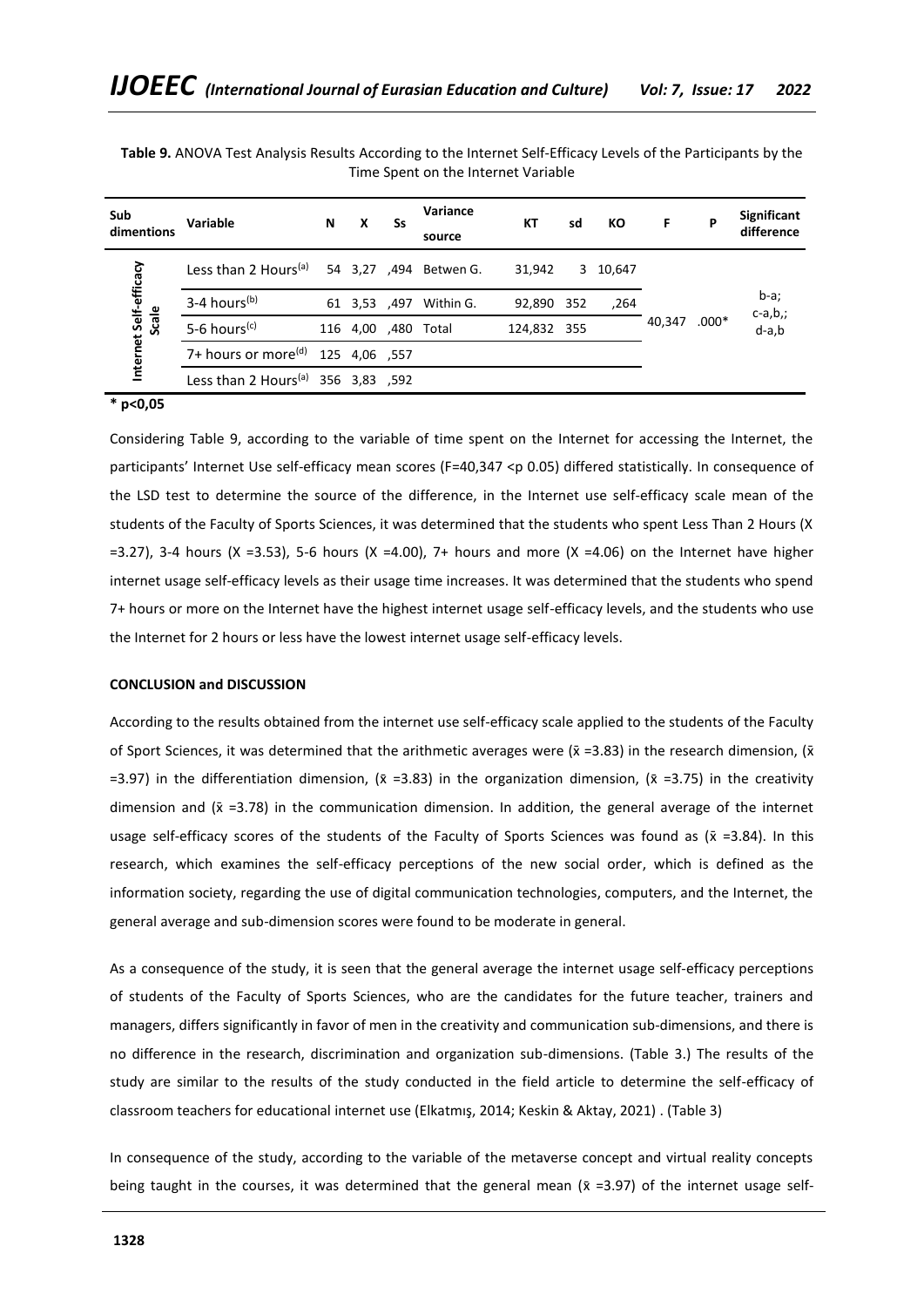**Table 9.** ANOVA Test Analysis Results According to the Internet Self-Efficacy Levels of the Participants by the Time Spent on the Internet Variable

| Sub dimentions | Variable | N | X | Ss | Variance source | KT | sd | KO | F | P | Significant difference |
|---|---|---|---|---|---|---|---|---|---|---|---|
| Internet Self-efficacy Scale | Less than 2 Hours[(a)] | 54 | 3,27 | ,494 | Betwen G. | 31,942 | 3 | 10,647 | 40,347 | .000* | b-a; c-a,b,; d-a,b |
| | 3-4 hours[(b)] | 61 | 3,53 | ,497 | Within G. | 92,890 | 352 | ,264 | | | |
| | 5-6 hours[(c)] | 116 | 4,00 | ,480 | Total | 124,832 | 355 | | | | |
| | 7+ hours or more[(d)] | 125 | 4,06 | ,557 | | | | | | | |
| | Less than 2 Hours[(a)] | 356 | 3,83 | ,592 | | | | | | | |

**\* p<0,05**

Considering Table 9, according to the variable of time spent on the Internet for accessing the Internet, the participants' Internet Use self-efficacy mean scores (F=40,347 <p 0.05) differed statistically. In consequence of the LSD test to determine the source of the difference, in the Internet use self-efficacy scale mean of the students of the Faculty of Sports Sciences, it was determined that the students who spent Less Than 2 Hours (X =3.27), 3-4 hours (X =3.53), 5-6 hours (X =4.00), 7+ hours and more (X =4.06) on the Internet have higher internet usage self-efficacy levels as their usage time increases. It was determined that the students who spend 7+ hours or more on the Internet have the highest internet usage self-efficacy levels, and the students who use the Internet for 2 hours or less have the lowest internet usage self-efficacy levels.

## CONCLUSION and DISCUSSION

According to the results obtained from the internet use self-efficacy scale applied to the students of the Faculty of Sport Sciences, it was determined that the arithmetic averages were ($\bar{x}$ =3.83) in the research dimension, ($\bar{x}$ =3.97) in the differentiation dimension, ($\bar{x}$ =3.83) in the organization dimension, ($\bar{x}$ =3.75) in the creativity dimension and ($\bar{x}$ =3.78) in the communication dimension. In addition, the general average of the internet usage self-efficacy scores of the students of the Faculty of Sports Sciences was found as ($\bar{x}$ =3.84). In this research, which examines the self-efficacy perceptions of the new social order, which is defined as the information society, regarding the use of digital communication technologies, computers, and the Internet, the general average and sub-dimension scores were found to be moderate in general.

As a consequence of the study, it is seen that the general average the internet usage self-efficacy perceptions of students of the Faculty of Sports Sciences, who are the candidates for the future teacher, trainers and managers, differs significantly in favor of men in the creativity and communication sub-dimensions, and there is no difference in the research, discrimination and organization sub-dimensions. (Table 3.) The results of the study are similar to the results of the study conducted in the field article to determine the self-efficacy of classroom teachers for educational internet use (Elkatmış, 2014; Keskin & Aktay, 2021) . (Table 3)

In consequence of the study, according to the variable of the metaverse concept and virtual reality concepts being taught in the courses, it was determined that the general mean ($\bar{x}$ =3.97) of the internet usage self-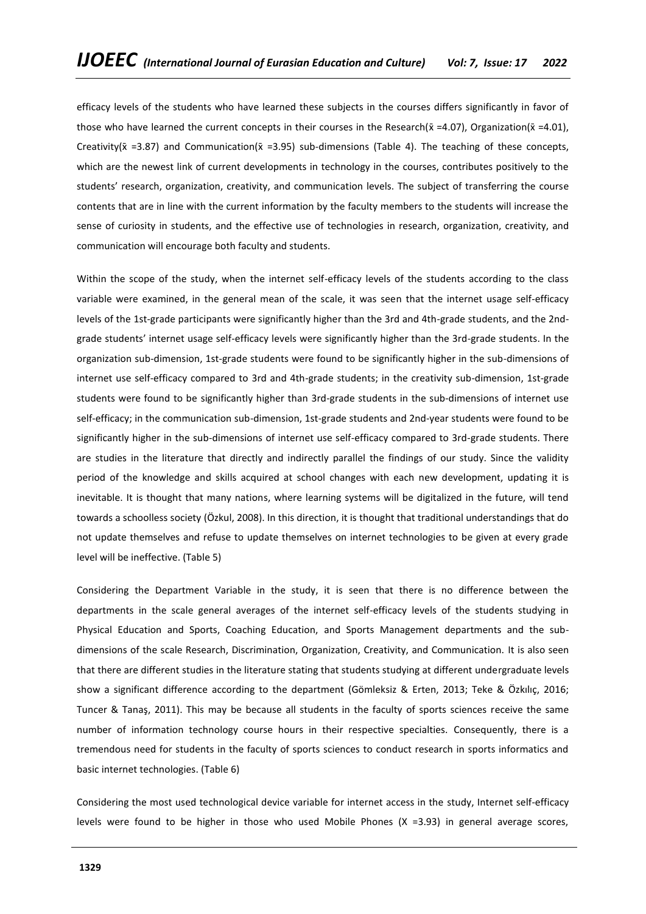efficacy levels of the students who have learned these subjects in the courses differs significantly in favor of those who have learned the current concepts in their courses in the Research($\bar{x}$ =4.07), Organization($\bar{x}$ =4.01), Creativity($\bar{x}$ =3.87) and Communication($\bar{x}$ =3.95) sub-dimensions (Table 4). The teaching of these concepts, which are the newest link of current developments in technology in the courses, contributes positively to the students' research, organization, creativity, and communication levels. The subject of transferring the course contents that are in line with the current information by the faculty members to the students will increase the sense of curiosity in students, and the effective use of technologies in research, organization, creativity, and communication will encourage both faculty and students.

Within the scope of the study, when the internet self-efficacy levels of the students according to the class variable were examined, in the general mean of the scale, it was seen that the internet usage self-efficacy levels of the 1st-grade participants were significantly higher than the 3rd and 4th-grade students, and the 2nd-grade students' internet usage self-efficacy levels were significantly higher than the 3rd-grade students. In the organization sub-dimension, 1st-grade students were found to be significantly higher in the sub-dimensions of internet use self-efficacy compared to 3rd and 4th-grade students; in the creativity sub-dimension, 1st-grade students were found to be significantly higher than 3rd-grade students in the sub-dimensions of internet use self-efficacy; in the communication sub-dimension, 1st-grade students and 2nd-year students were found to be significantly higher in the sub-dimensions of internet use self-efficacy compared to 3rd-grade students. There are studies in the literature that directly and indirectly parallel the findings of our study. Since the validity period of the knowledge and skills acquired at school changes with each new development, updating it is inevitable. It is thought that many nations, where learning systems will be digitalized in the future, will tend towards a schoolless society (Özkul, 2008). In this direction, it is thought that traditional understandings that do not update themselves and refuse to update themselves on internet technologies to be given at every grade level will be ineffective. (Table 5)

Considering the Department Variable in the study, it is seen that there is no difference between the departments in the scale general averages of the internet self-efficacy levels of the students studying in Physical Education and Sports, Coaching Education, and Sports Management departments and the sub-dimensions of the scale Research, Discrimination, Organization, Creativity, and Communication. It is also seen that there are different studies in the literature stating that students studying at different undergraduate levels show a significant difference according to the department (Gömleksiz & Erten, 2013; Teke & Özkılıç, 2016; Tuncer & Tanaş, 2011). This may be because all students in the faculty of sports sciences receive the same number of information technology course hours in their respective specialties. Consequently, there is a tremendous need for students in the faculty of sports sciences to conduct research in sports informatics and basic internet technologies. (Table 6)

Considering the most used technological device variable for internet access in the study, Internet self-efficacy levels were found to be higher in those who used Mobile Phones ($\bar{X}$ =3.93) in general average scores,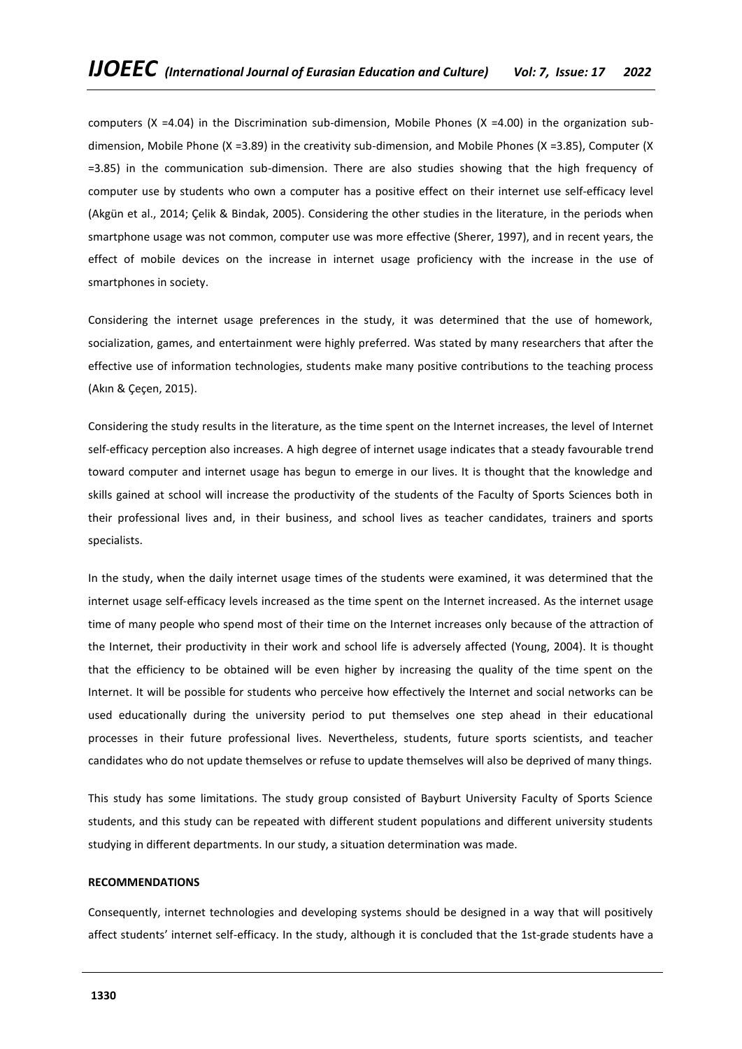computers (X =4.04) in the Discrimination sub-dimension, Mobile Phones (X =4.00) in the organization sub-dimension, Mobile Phone (X =3.89) in the creativity sub-dimension, and Mobile Phones (X =3.85), Computer (X =3.85) in the communication sub-dimension. There are also studies showing that the high frequency of computer use by students who own a computer has a positive effect on their internet use self-efficacy level (Akgün et al., 2014; Çelik & Bindak, 2005). Considering the other studies in the literature, in the periods when smartphone usage was not common, computer use was more effective (Sherer, 1997), and in recent years, the effect of mobile devices on the increase in internet usage proficiency with the increase in the use of smartphones in society.

Considering the internet usage preferences in the study, it was determined that the use of homework, socialization, games, and entertainment were highly preferred. Was stated by many researchers that after the effective use of information technologies, students make many positive contributions to the teaching process (Akın & Çeçen, 2015).

Considering the study results in the literature, as the time spent on the Internet increases, the level of Internet self-efficacy perception also increases. A high degree of internet usage indicates that a steady favourable trend toward computer and internet usage has begun to emerge in our lives. It is thought that the knowledge and skills gained at school will increase the productivity of the students of the Faculty of Sports Sciences both in their professional lives and, in their business, and school lives as teacher candidates, trainers and sports specialists.

In the study, when the daily internet usage times of the students were examined, it was determined that the internet usage self-efficacy levels increased as the time spent on the Internet increased. As the internet usage time of many people who spend most of their time on the Internet increases only because of the attraction of the Internet, their productivity in their work and school life is adversely affected (Young, 2004). It is thought that the efficiency to be obtained will be even higher by increasing the quality of the time spent on the Internet. It will be possible for students who perceive how effectively the Internet and social networks can be used educationally during the university period to put themselves one step ahead in their educational processes in their future professional lives. Nevertheless, students, future sports scientists, and teacher candidates who do not update themselves or refuse to update themselves will also be deprived of many things.

This study has some limitations. The study group consisted of Bayburt University Faculty of Sports Science students, and this study can be repeated with different student populations and different university students studying in different departments. In our study, a situation determination was made.

**RECOMMENDATIONS**

Consequently, internet technologies and developing systems should be designed in a way that will positively affect students' internet self-efficacy. In the study, although it is concluded that the 1st-grade students have a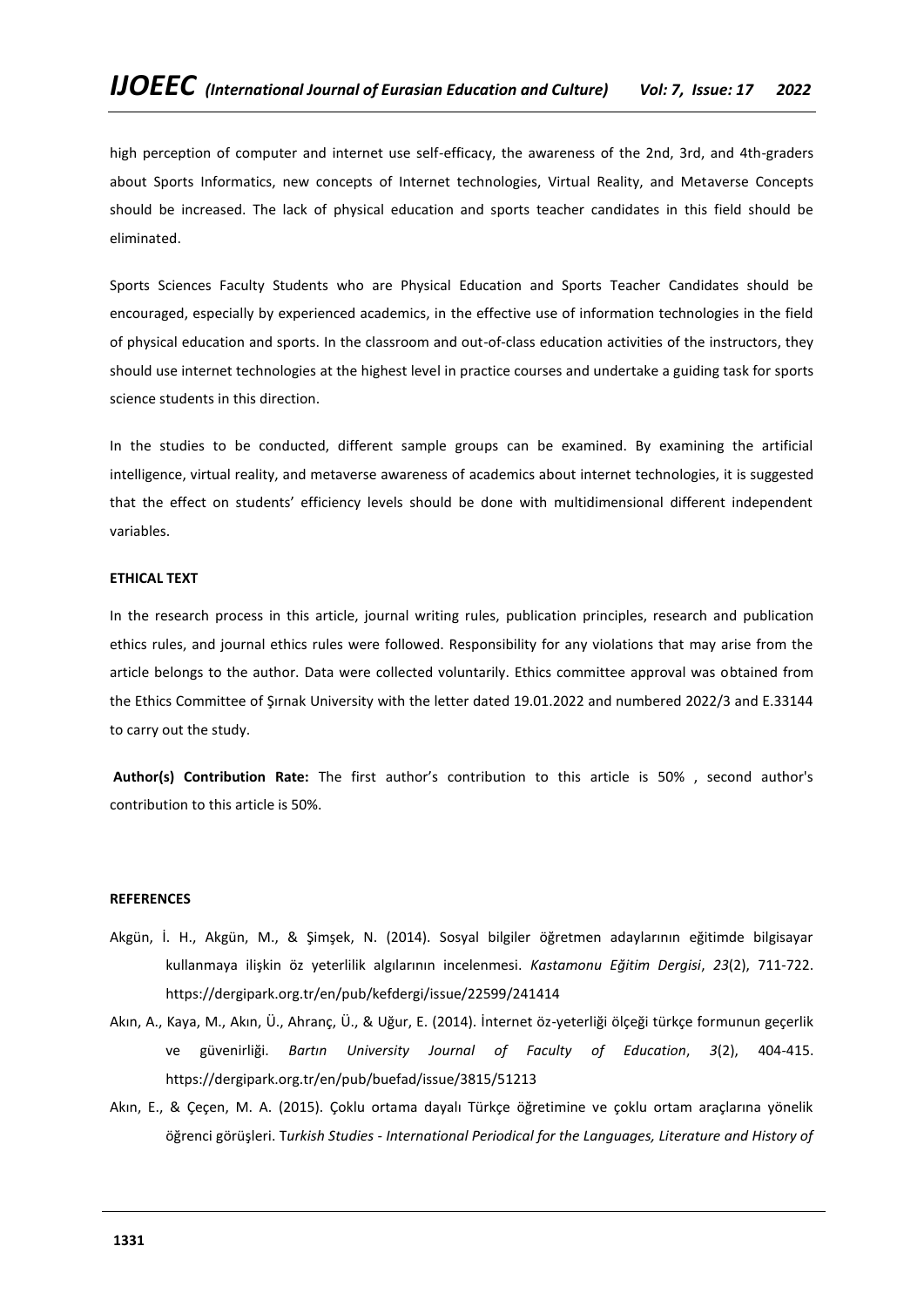high perception of computer and internet use self-efficacy, the awareness of the 2nd, 3rd, and 4th-graders about Sports Informatics, new concepts of Internet technologies, Virtual Reality, and Metaverse Concepts should be increased. The lack of physical education and sports teacher candidates in this field should be eliminated.

Sports Sciences Faculty Students who are Physical Education and Sports Teacher Candidates should be encouraged, especially by experienced academics, in the effective use of information technologies in the field of physical education and sports. In the classroom and out-of-class education activities of the instructors, they should use internet technologies at the highest level in practice courses and undertake a guiding task for sports science students in this direction.

In the studies to be conducted, different sample groups can be examined. By examining the artificial intelligence, virtual reality, and metaverse awareness of academics about internet technologies, it is suggested that the effect on students' efficiency levels should be done with multidimensional different independent variables.

**ETHICAL TEXT**

In the research process in this article, journal writing rules, publication principles, research and publication ethics rules, and journal ethics rules were followed. Responsibility for any violations that may arise from the article belongs to the author. Data were collected voluntarily. Ethics committee approval was obtained from the Ethics Committee of Şırnak University with the letter dated 19.01.2022 and numbered 2022/3 and E.33144 to carry out the study.

**Author(s) Contribution Rate:** The first author's contribution to this article is 50% , second author's contribution to this article is 50%.

**REFERENCES**

Akgün, İ. H., Akgün, M., & Şimşek, N. (2014). Sosyal bilgiler öğretmen adaylarının eğitimde bilgisayar kullanmaya ilişkin öz yeterlilik algılarının incelenmesi. *Kastamonu Eğitim Dergisi*, *23*(2), 711-722. https://dergipark.org.tr/en/pub/kefdergi/issue/22599/241414

Akın, A., Kaya, M., Akın, Ü., Ahranç, Ü., & Uğur, E. (2014). İnternet öz-yeterliği ölçeği türkçe formunun geçerlik ve güvenirliği. *Bartın University Journal of Faculty of Education*, *3*(2), 404-415. https://dergipark.org.tr/en/pub/buefad/issue/3815/51213

Akın, E., & Çeçen, M. A. (2015). Çoklu ortama dayalı Türkçe öğretimine ve çoklu ortam araçlarına yönelik öğrenci görüşleri. T*urkish Studies - International Periodical for the Languages, Literature and History of*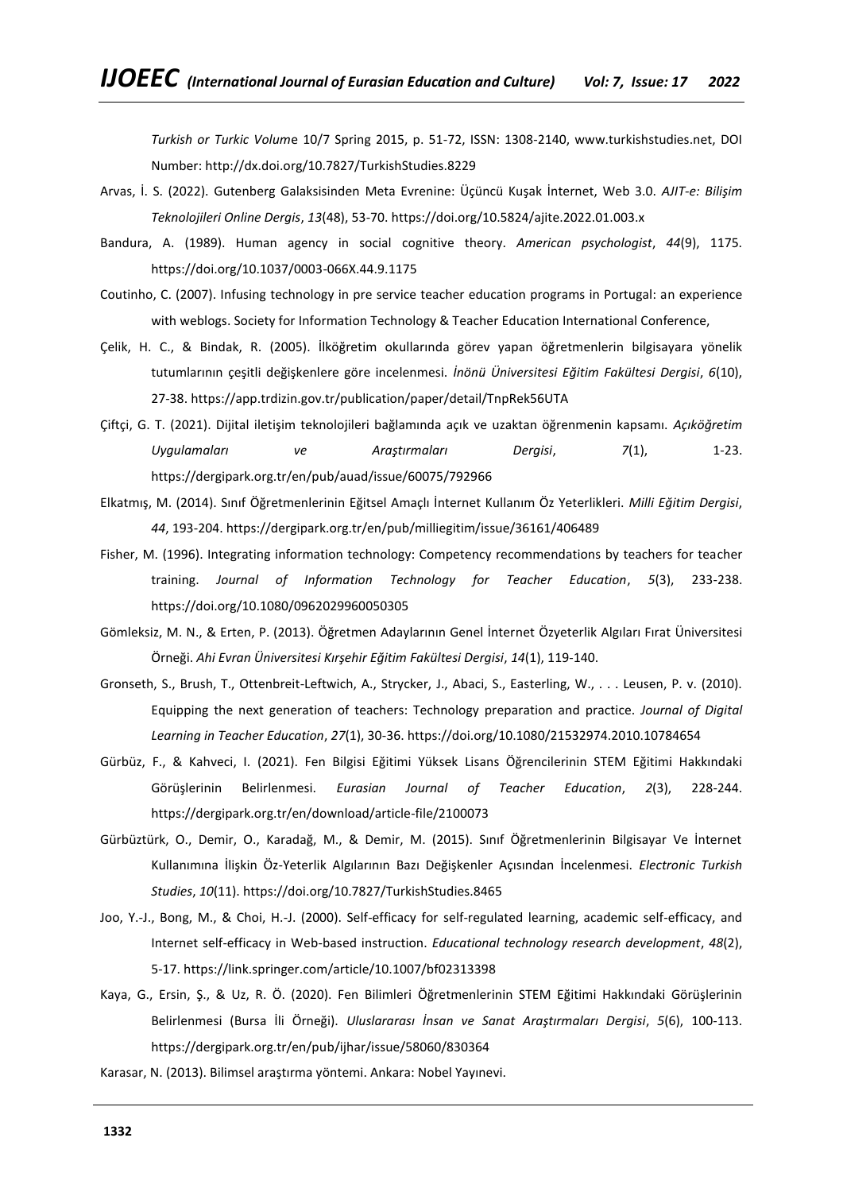*Turkish or Turkic Volume* 10/7 Spring 2015, p. 51-72, ISSN: 1308-2140, www.turkishstudies.net, DOI Number: http://dx.doi.org/10.7827/TurkishStudies.8229

Arvas, İ. S. (2022). Gutenberg Galaksisinden Meta Evrenine: Üçüncü Kuşak İnternet, Web 3.0. *AJIT-e: Bilişim Teknolojileri Online Dergis*, *13*(48), 53-70. https://doi.org/10.5824/ajite.2022.01.003.x

Bandura, A. (1989). Human agency in social cognitive theory. *American psychologist*, *44*(9), 1175. https://doi.org/10.1037/0003-066X.44.9.1175

Coutinho, C. (2007). Infusing technology in pre service teacher education programs in Portugal: an experience with weblogs. Society for Information Technology & Teacher Education International Conference,

Çelik, H. C., & Bindak, R. (2005). İlköğretim okullarında görev yapan öğretmenlerin bilgisayara yönelik tutumlarının çeşitli değişkenlere göre incelenmesi. *İnönü Üniversitesi Eğitim Fakültesi Dergisi*, *6*(10), 27-38. https://app.trdizin.gov.tr/publication/paper/detail/TnpRek56UTA

Çiftçi, G. T. (2021). Dijital iletişim teknolojileri bağlamında açık ve uzaktan öğrenmenin kapsamı. *Açıköğretim Uygulamaları ve Araştırmaları Dergisi*, *7*(1), 1-23. https://dergipark.org.tr/en/pub/auad/issue/60075/792966

Elkatmış, M. (2014). Sınıf Öğretmenlerinin Eğitsel Amaçlı İnternet Kullanım Öz Yeterlikleri. *Milli Eğitim Dergisi*, *44*, 193-204. https://dergipark.org.tr/en/pub/milliegitim/issue/36161/406489

Fisher, M. (1996). Integrating information technology: Competency recommendations by teachers for teacher training. *Journal of Information Technology for Teacher Education*, *5*(3), 233-238. https://doi.org/10.1080/0962029960050305

Gömleksiz, M. N., & Erten, P. (2013). Öğretmen Adaylarının Genel İnternet Özyeterlik Algıları Fırat Üniversitesi Örneği. *Ahi Evran Üniversitesi Kırşehir Eğitim Fakültesi Dergisi*, *14*(1), 119-140.

Gronseth, S., Brush, T., Ottenbreit-Leftwich, A., Strycker, J., Abaci, S., Easterling, W., . . . Leusen, P. v. (2010). Equipping the next generation of teachers: Technology preparation and practice. *Journal of Digital Learning in Teacher Education*, *27*(1), 30-36. https://doi.org/10.1080/21532974.2010.10784654

Gürbüz, F., & Kahveci, I. (2021). Fen Bilgisi Eğitimi Yüksek Lisans Öğrencilerinin STEM Eğitimi Hakkındaki Görüşlerinin Belirlenmesi. *Eurasian Journal of Teacher Education*, *2*(3), 228-244. https://dergipark.org.tr/en/download/article-file/2100073

Gürbüztürk, O., Demir, O., Karadağ, M., & Demir, M. (2015). Sınıf Öğretmenlerinin Bilgisayar Ve İnternet Kullanımına İlişkin Öz-Yeterlik Algılarının Bazı Değişkenler Açısından İncelenmesi. *Electronic Turkish Studies*, *10*(11). https://doi.org/10.7827/TurkishStudies.8465

Joo, Y.-J., Bong, M., & Choi, H.-J. (2000). Self-efficacy for self-regulated learning, academic self-efficacy, and Internet self-efficacy in Web-based instruction. *Educational technology research development*, *48*(2), 5-17. https://link.springer.com/article/10.1007/bf02313398

Kaya, G., Ersin, Ş., & Uz, R. Ö. (2020). Fen Bilimleri Öğretmenlerinin STEM Eğitimi Hakkındaki Görüşlerinin Belirlenmesi (Bursa İli Örneği). *Uluslararası İnsan ve Sanat Araştırmaları Dergisi*, *5*(6), 100-113. https://dergipark.org.tr/en/pub/ijhar/issue/58060/830364

Karasar, N. (2013). Bilimsel araştırma yöntemi. Ankara: Nobel Yayınevi.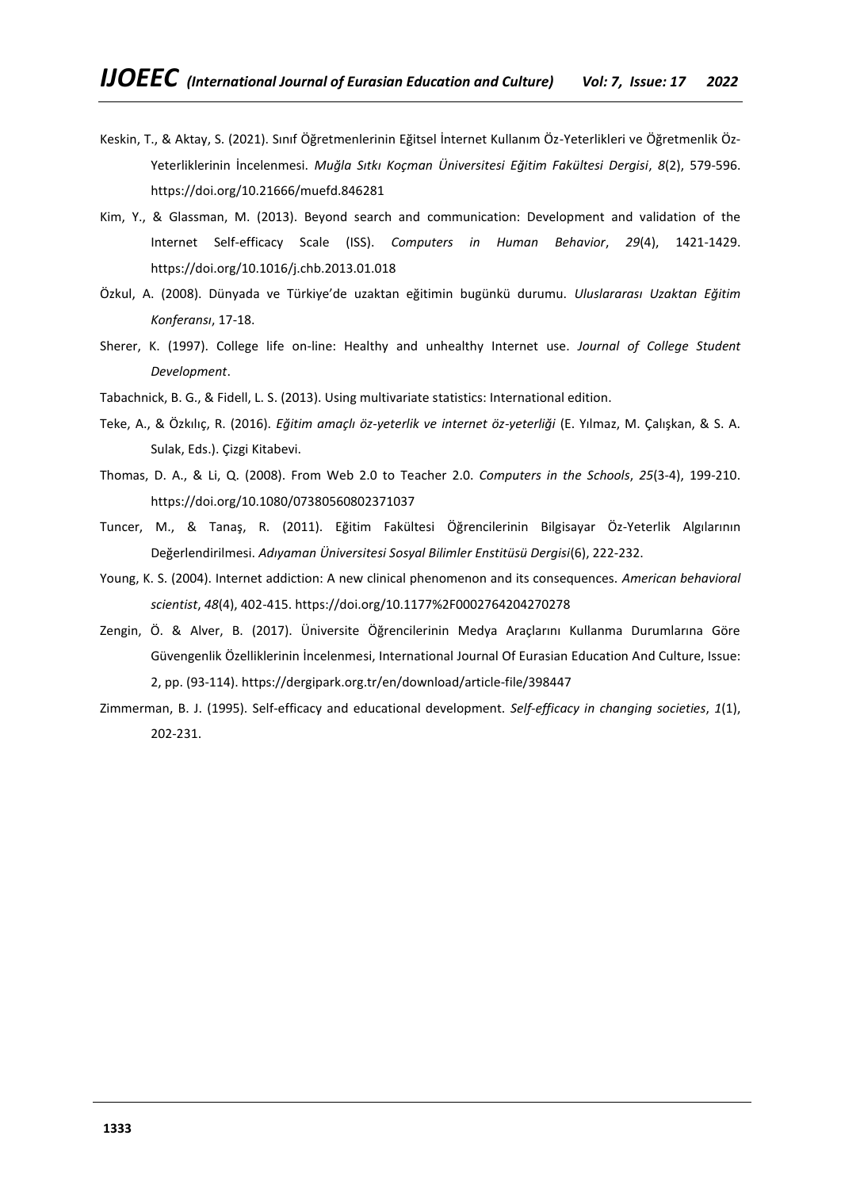Keskin, T., & Aktay, S. (2021). Sınıf Öğretmenlerinin Eğitsel İnternet Kullanım Öz-Yeterlikleri ve Öğretmenlik Öz-Yeterliklerinin İncelenmesi. *Muğla Sıtkı Koçman Üniversitesi Eğitim Fakültesi Dergisi*, *8*(2), 579-596. https://doi.org/10.21666/muefd.846281

Kim, Y., & Glassman, M. (2013). Beyond search and communication: Development and validation of the Internet Self-efficacy Scale (ISS). *Computers in Human Behavior*, *29*(4), 1421-1429. https://doi.org/10.1016/j.chb.2013.01.018

Özkul, A. (2008). Dünyada ve Türkiye'de uzaktan eğitimin bugünkü durumu. *Uluslararası Uzaktan Eğitim Konferansı*, 17-18.

Sherer, K. (1997). College life on-line: Healthy and unhealthy Internet use. *Journal of College Student Development*.

Tabachnick, B. G., & Fidell, L. S. (2013). Using multivariate statistics: International edition.

Teke, A., & Özkılıç, R. (2016). *Eğitim amaçlı öz-yeterlik ve internet öz-yeterliği* (E. Yılmaz, M. Çalışkan, & S. A. Sulak, Eds.). Çizgi Kitabevi.

Thomas, D. A., & Li, Q. (2008). From Web 2.0 to Teacher 2.0. *Computers in the Schools*, *25*(3-4), 199-210. https://doi.org/10.1080/07380560802371037

Tuncer, M., & Tanaş, R. (2011). Eğitim Fakültesi Öğrencilerinin Bilgisayar Öz-Yeterlik Algılarının Değerlendirilmesi. *Adıyaman Üniversitesi Sosyal Bilimler Enstitüsü Dergisi*(6), 222-232.

Young, K. S. (2004). Internet addiction: A new clinical phenomenon and its consequences. *American behavioral scientist*, *48*(4), 402-415. https://doi.org/10.1177%2F0002764204270278

Zengin, Ö. & Alver, B. (2017). Üniversite Öğrencilerinin Medya Araçlarını Kullanma Durumlarına Göre Güvengenlik Özelliklerinin İncelenmesi, International Journal Of Eurasian Education And Culture, Issue: 2, pp. (93-114). https://dergipark.org.tr/en/download/article-file/398447

Zimmerman, B. J. (1995). Self-efficacy and educational development. *Self-efficacy in changing societies*, *1*(1), 202-231.